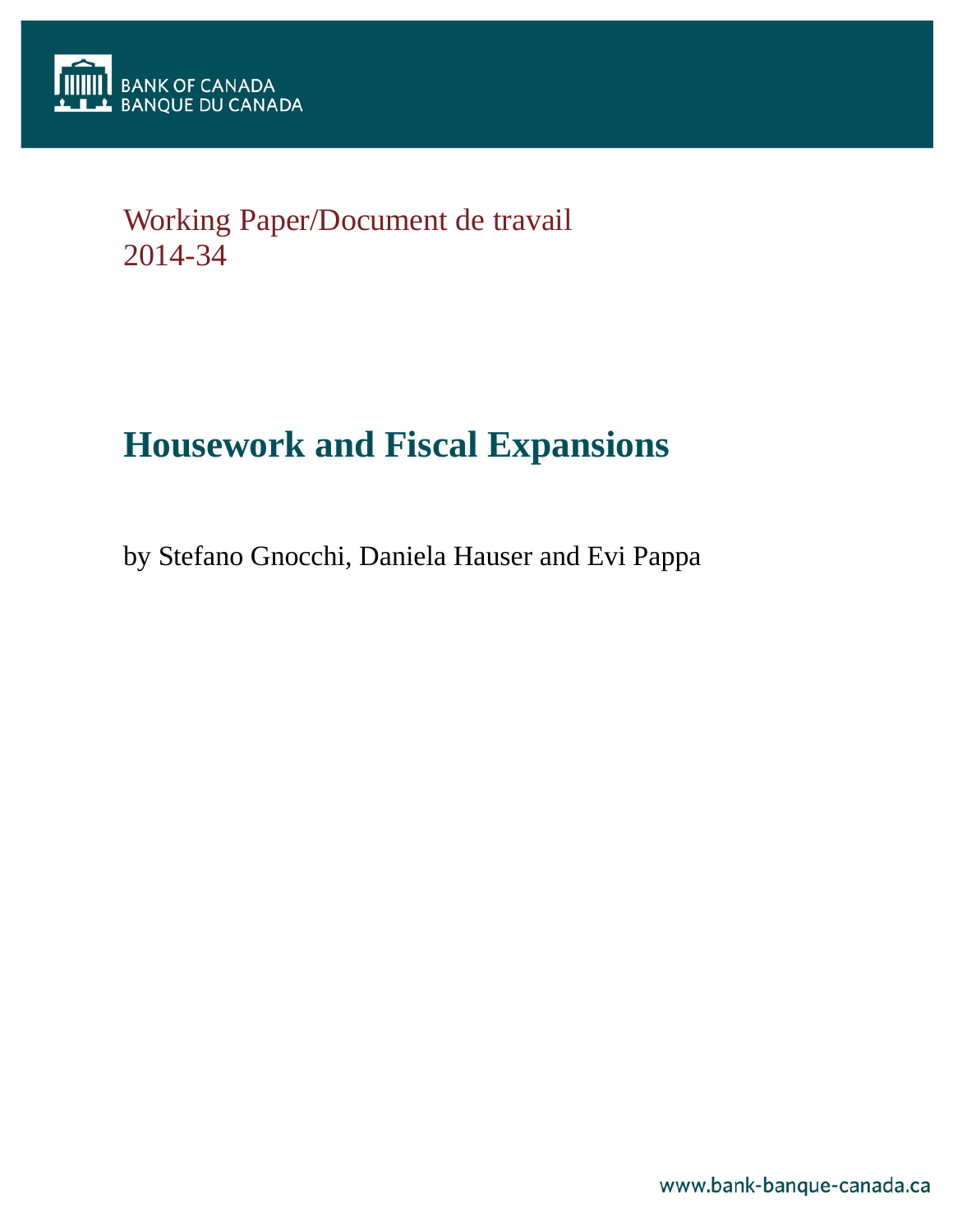BANK OF CANADA
BANQUE DU CANADA

Working Paper/Document de travail
2014-34

# Housework and Fiscal Expansions

by Stefano Gnocchi, Daniela Hauser and Evi Pappa

www.bank-banque-canada.ca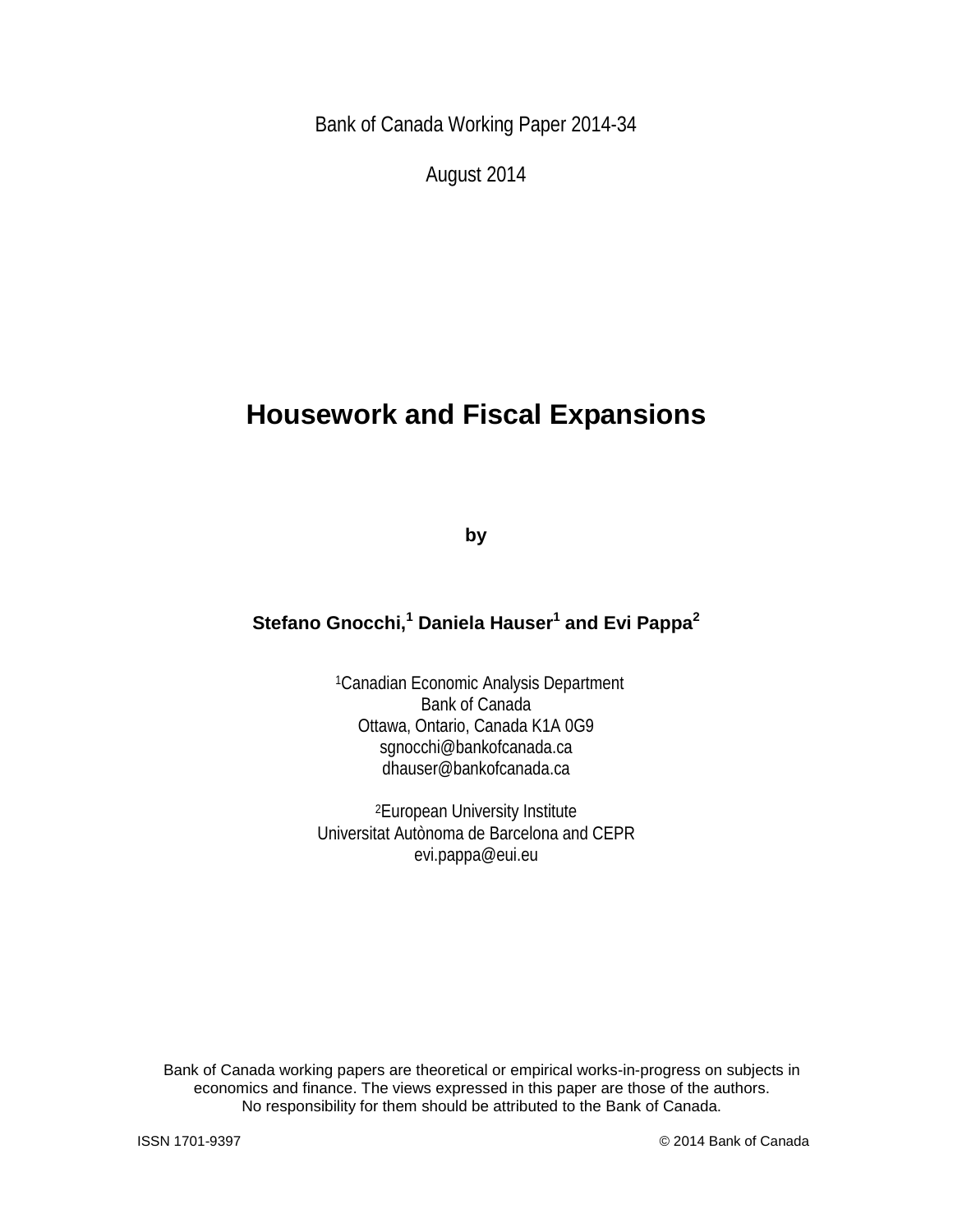Bank of Canada Working Paper 2014-34

August 2014

# Housework and Fiscal Expansions

by

**Stefano Gnocchi,[1] Daniela Hauser[1] and Evi Pappa[2]**

[1]Canadian Economic Analysis Department
Bank of Canada
Ottawa, Ontario, Canada K1A 0G9
sgnocchi@bankofcanada.ca
dhauser@bankofcanada.ca

[2]European University Institute
Universitat Autònoma de Barcelona and CEPR
evi.pappa@eui.eu

Bank of Canada working papers are theoretical or empirical works-in-progress on subjects in economics and finance. The views expressed in this paper are those of the authors. No responsibility for them should be attributed to the Bank of Canada.

ISSN 1701-9397 © 2014 Bank of Canada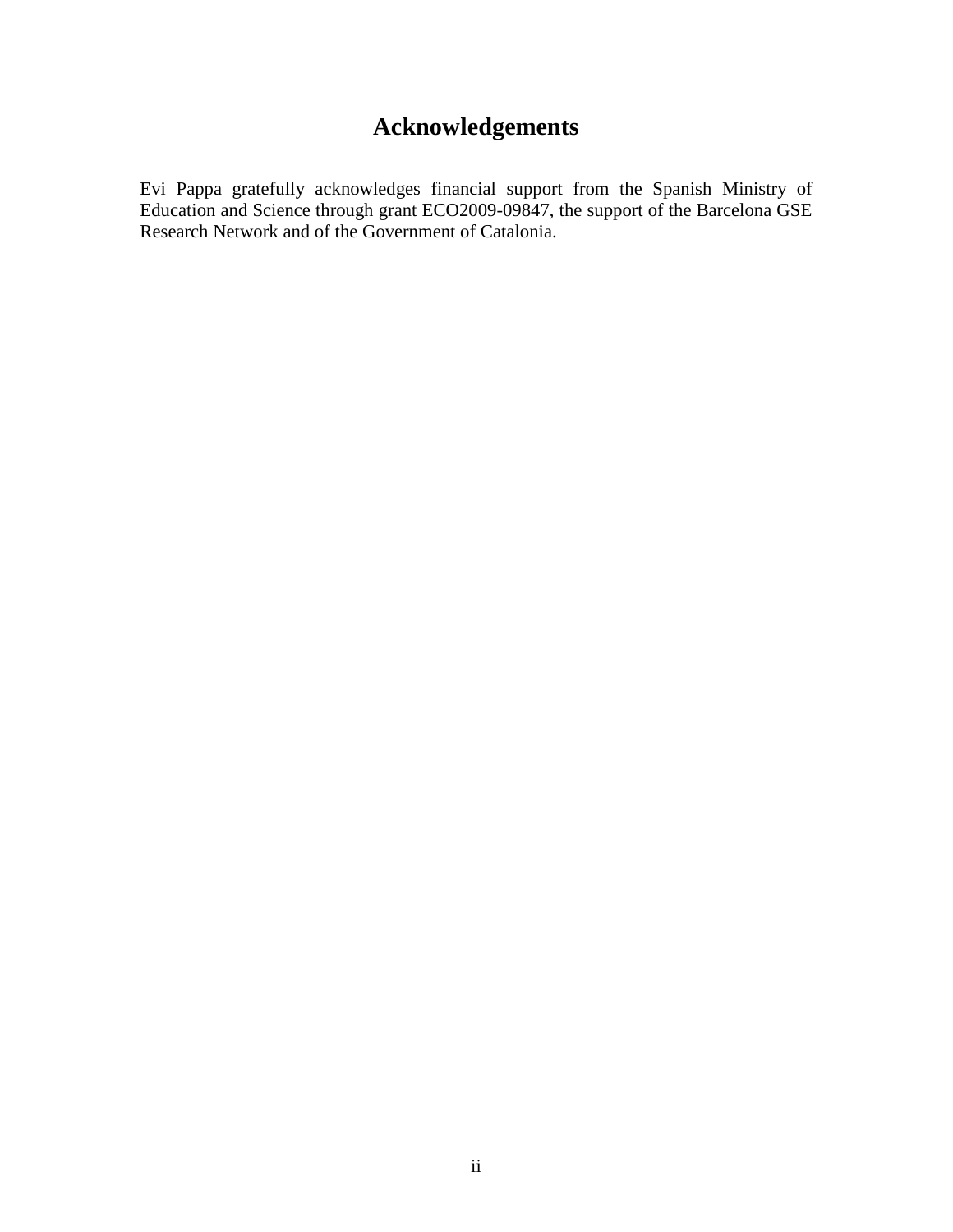# Acknowledgements

Evi Pappa gratefully acknowledges financial support from the Spanish Ministry of Education and Science through grant ECO2009-09847, the support of the Barcelona GSE Research Network and of the Government of Catalonia.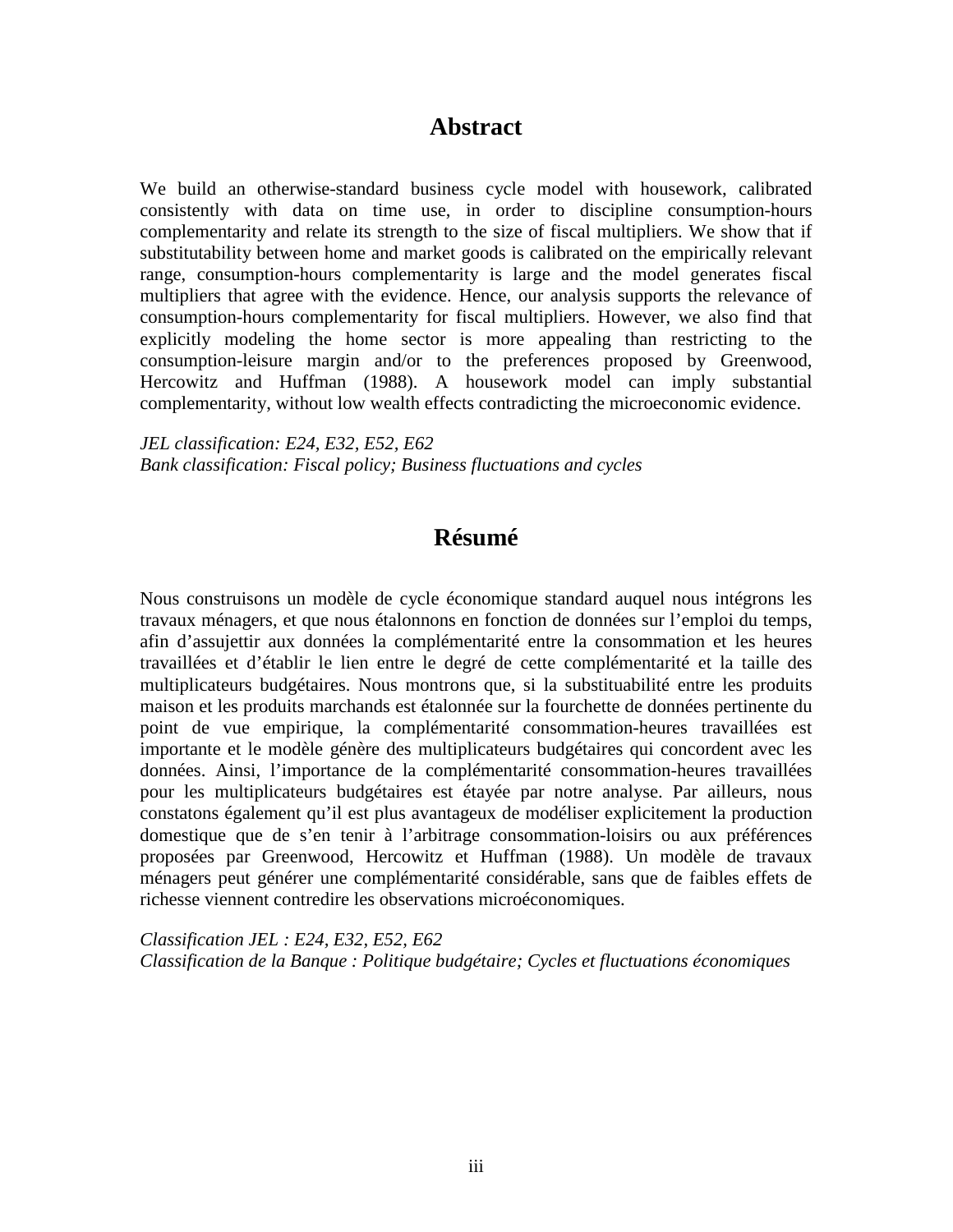## Abstract

We build an otherwise-standard business cycle model with housework, calibrated consistently with data on time use, in order to discipline consumption-hours complementarity and relate its strength to the size of fiscal multipliers. We show that if substitutability between home and market goods is calibrated on the empirically relevant range, consumption-hours complementarity is large and the model generates fiscal multipliers that agree with the evidence. Hence, our analysis supports the relevance of consumption-hours complementarity for fiscal multipliers. However, we also find that explicitly modeling the home sector is more appealing than restricting to the consumption-leisure margin and/or to the preferences proposed by Greenwood, Hercowitz and Huffman (1988). A housework model can imply substantial complementarity, without low wealth effects contradicting the microeconomic evidence.

*JEL classification: E24, E32, E52, E62*
*Bank classification: Fiscal policy; Business fluctuations and cycles*

## Résumé

Nous construisons un modèle de cycle économique standard auquel nous intégrons les travaux ménagers, et que nous étalonnons en fonction de données sur l'emploi du temps, afin d'assujettir aux données la complémentarité entre la consommation et les heures travaillées et d'établir le lien entre le degré de cette complémentarité et la taille des multiplicateurs budgétaires. Nous montrons que, si la substituabilité entre les produits maison et les produits marchands est étalonnée sur la fourchette de données pertinente du point de vue empirique, la complémentarité consommation-heures travaillées est importante et le modèle génère des multiplicateurs budgétaires qui concordent avec les données. Ainsi, l'importance de la complémentarité consommation-heures travaillées pour les multiplicateurs budgétaires est étayée par notre analyse. Par ailleurs, nous constatons également qu'il est plus avantageux de modéliser explicitement la production domestique que de s'en tenir à l'arbitrage consommation-loisirs ou aux préférences proposées par Greenwood, Hercowitz et Huffman (1988). Un modèle de travaux ménagers peut générer une complémentarité considérable, sans que de faibles effets de richesse viennent contredire les observations microéconomiques.

*Classification JEL : E24, E32, E52, E62*
*Classification de la Banque : Politique budgétaire; Cycles et fluctuations économiques*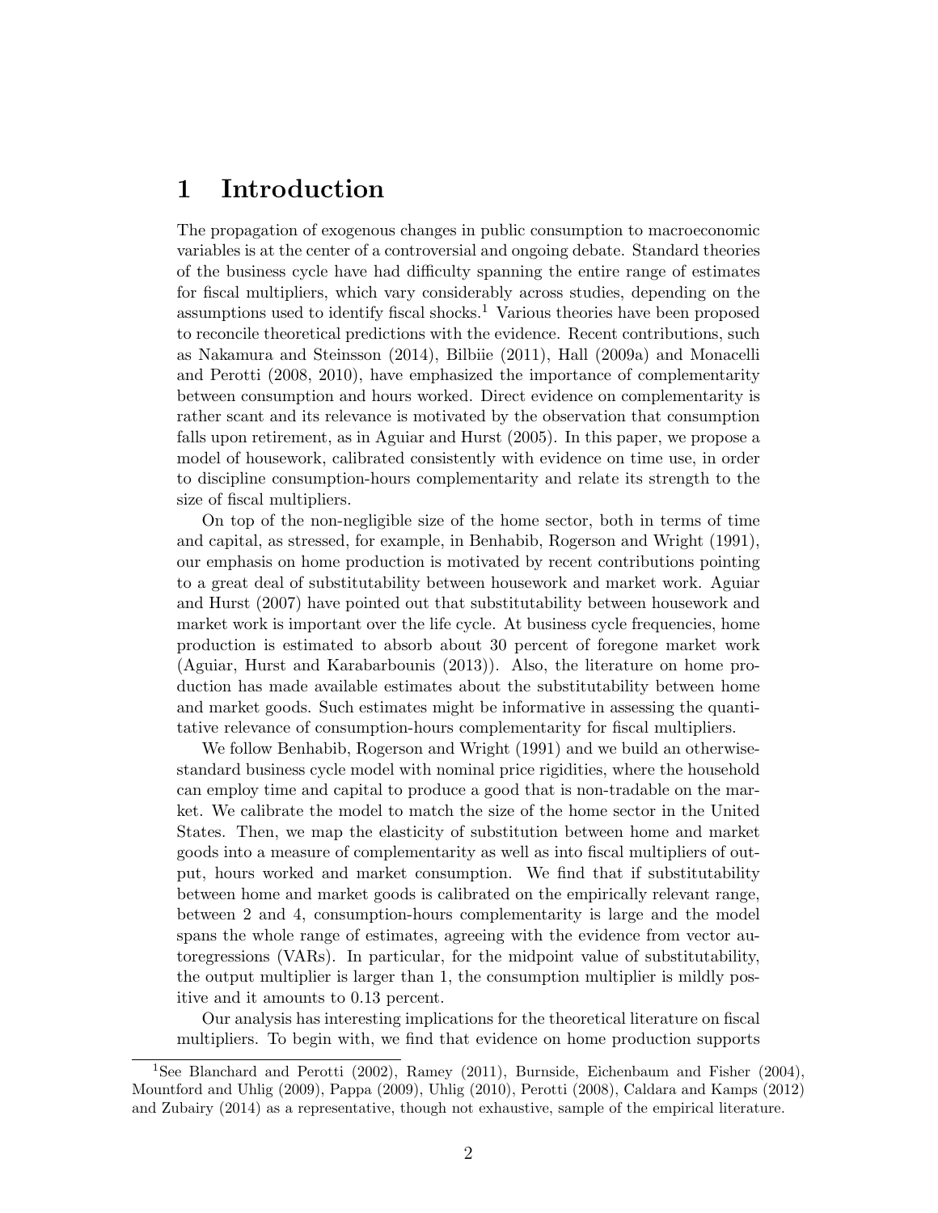# 1 Introduction

The propagation of exogenous changes in public consumption to macroeconomic variables is at the center of a controversial and ongoing debate. Standard theories of the business cycle have had difficulty spanning the entire range of estimates for fiscal multipliers, which vary considerably across studies, depending on the assumptions used to identify fiscal shocks.[1] Various theories have been proposed to reconcile theoretical predictions with the evidence. Recent contributions, such as Nakamura and Steinsson (2014), Bilbiie (2011), Hall (2009a) and Monacelli and Perotti (2008, 2010), have emphasized the importance of complementarity between consumption and hours worked. Direct evidence on complementarity is rather scant and its relevance is motivated by the observation that consumption falls upon retirement, as in Aguiar and Hurst (2005). In this paper, we propose a model of housework, calibrated consistently with evidence on time use, in order to discipline consumption-hours complementarity and relate its strength to the size of fiscal multipliers.

On top of the non-negligible size of the home sector, both in terms of time and capital, as stressed, for example, in Benhabib, Rogerson and Wright (1991), our emphasis on home production is motivated by recent contributions pointing to a great deal of substitutability between housework and market work. Aguiar and Hurst (2007) have pointed out that substitutability between housework and market work is important over the life cycle. At business cycle frequencies, home production is estimated to absorb about 30 percent of foregone market work (Aguiar, Hurst and Karabarbounis (2013)). Also, the literature on home production has made available estimates about the substitutability between home and market goods. Such estimates might be informative in assessing the quantitative relevance of consumption-hours complementarity for fiscal multipliers.

We follow Benhabib, Rogerson and Wright (1991) and we build an otherwise-standard business cycle model with nominal price rigidities, where the household can employ time and capital to produce a good that is non-tradable on the market. We calibrate the model to match the size of the home sector in the United States. Then, we map the elasticity of substitution between home and market goods into a measure of complementarity as well as into fiscal multipliers of output, hours worked and market consumption. We find that if substitutability between home and market goods is calibrated on the empirically relevant range, between 2 and 4, consumption-hours complementarity is large and the model spans the whole range of estimates, agreeing with the evidence from vector autoregressions (VARs). In particular, for the midpoint value of substitutability, the output multiplier is larger than 1, the consumption multiplier is mildly positive and it amounts to 0.13 percent.

Our analysis has interesting implications for the theoretical literature on fiscal multipliers. To begin with, we find that evidence on home production supports

[1] See Blanchard and Perotti (2002), Ramey (2011), Burnside, Eichenbaum and Fisher (2004), Mountford and Uhlig (2009), Pappa (2009), Uhlig (2010), Perotti (2008), Caldara and Kamps (2012) and Zubairy (2014) as a representative, though not exhaustive, sample of the empirical literature.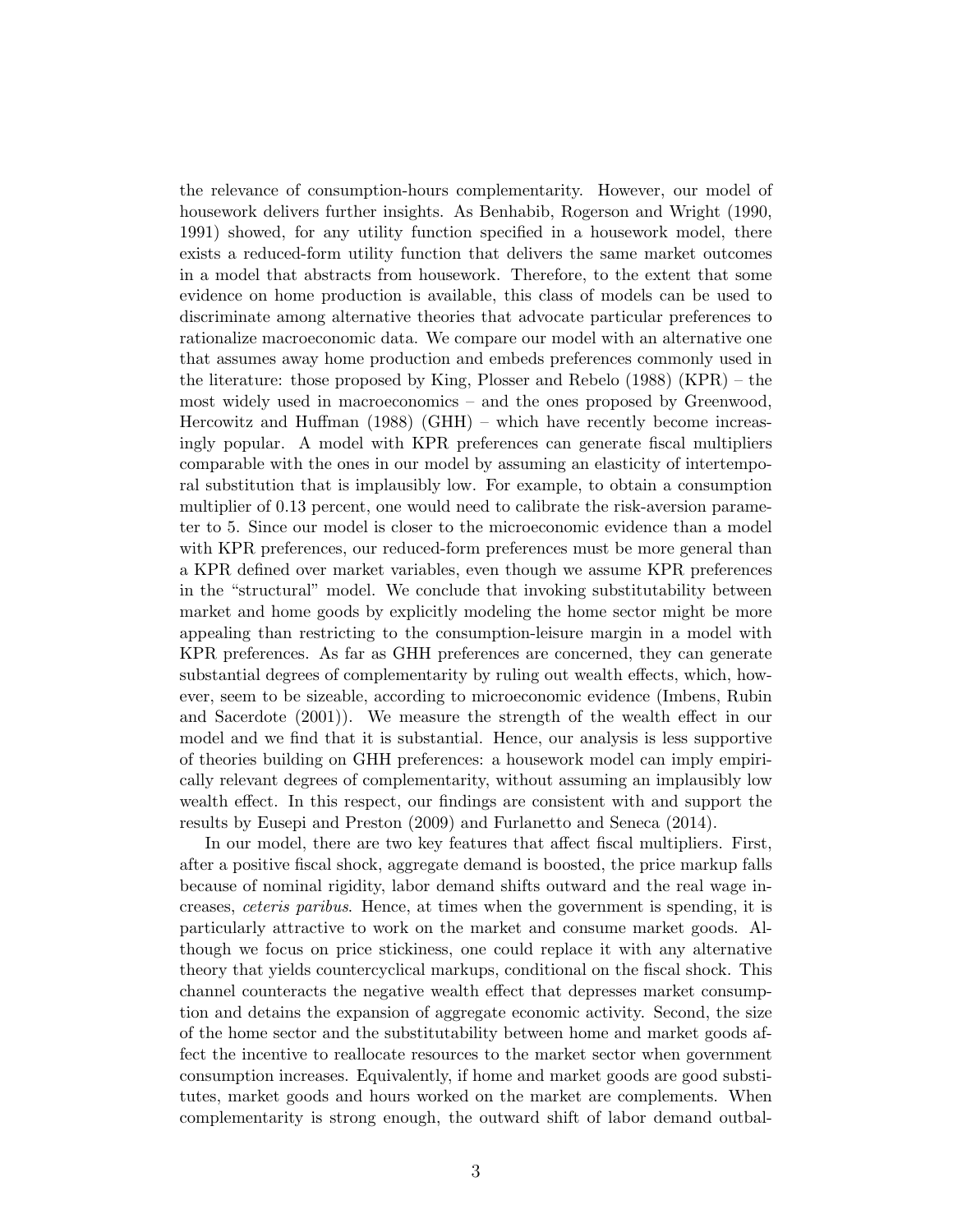the relevance of consumption-hours complementarity. However, our model of housework delivers further insights. As Benhabib, Rogerson and Wright (1990, 1991) showed, for any utility function specified in a housework model, there exists a reduced-form utility function that delivers the same market outcomes in a model that abstracts from housework. Therefore, to the extent that some evidence on home production is available, this class of models can be used to discriminate among alternative theories that advocate particular preferences to rationalize macroeconomic data. We compare our model with an alternative one that assumes away home production and embeds preferences commonly used in the literature: those proposed by King, Plosser and Rebelo (1988) (KPR) – the most widely used in macroeconomics – and the ones proposed by Greenwood, Hercowitz and Huffman (1988) (GHH) – which have recently become increasingly popular. A model with KPR preferences can generate fiscal multipliers comparable with the ones in our model by assuming an elasticity of intertemporal substitution that is implausibly low. For example, to obtain a consumption multiplier of 0.13 percent, one would need to calibrate the risk-aversion parameter to 5. Since our model is closer to the microeconomic evidence than a model with KPR preferences, our reduced-form preferences must be more general than a KPR defined over market variables, even though we assume KPR preferences in the "structural" model. We conclude that invoking substitutability between market and home goods by explicitly modeling the home sector might be more appealing than restricting to the consumption-leisure margin in a model with KPR preferences. As far as GHH preferences are concerned, they can generate substantial degrees of complementarity by ruling out wealth effects, which, however, seem to be sizeable, according to microeconomic evidence (Imbens, Rubin and Sacerdote (2001)). We measure the strength of the wealth effect in our model and we find that it is substantial. Hence, our analysis is less supportive of theories building on GHH preferences: a housework model can imply empirically relevant degrees of complementarity, without assuming an implausibly low wealth effect. In this respect, our findings are consistent with and support the results by Eusepi and Preston (2009) and Furlanetto and Seneca (2014).

In our model, there are two key features that affect fiscal multipliers. First, after a positive fiscal shock, aggregate demand is boosted, the price markup falls because of nominal rigidity, labor demand shifts outward and the real wage increases, *ceteris paribus*. Hence, at times when the government is spending, it is particularly attractive to work on the market and consume market goods. Although we focus on price stickiness, one could replace it with any alternative theory that yields countercyclical markups, conditional on the fiscal shock. This channel counteracts the negative wealth effect that depresses market consumption and detains the expansion of aggregate economic activity. Second, the size of the home sector and the substitutability between home and market goods affect the incentive to reallocate resources to the market sector when government consumption increases. Equivalently, if home and market goods are good substitutes, market goods and hours worked on the market are complements. When complementarity is strong enough, the outward shift of labor demand outbal-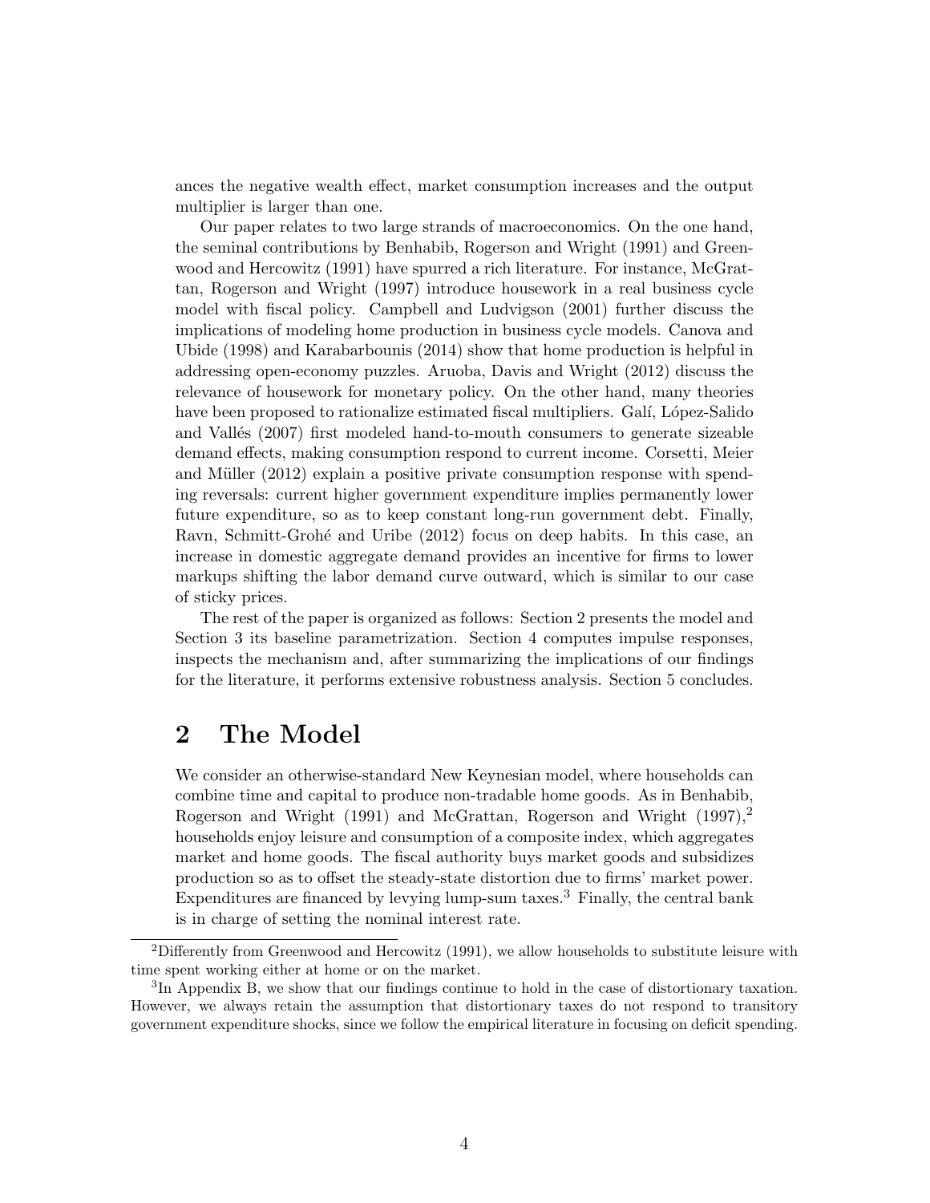ances the negative wealth effect, market consumption increases and the output multiplier is larger than one.

Our paper relates to two large strands of macroeconomics. On the one hand, the seminal contributions by Benhabib, Rogerson and Wright (1991) and Greenwood and Hercowitz (1991) have spurred a rich literature. For instance, McGrattan, Rogerson and Wright (1997) introduce housework in a real business cycle model with fiscal policy. Campbell and Ludvigson (2001) further discuss the implications of modeling home production in business cycle models. Canova and Ubide (1998) and Karabarbounis (2014) show that home production is helpful in addressing open-economy puzzles. Aruoba, Davis and Wright (2012) discuss the relevance of housework for monetary policy. On the other hand, many theories have been proposed to rationalize estimated fiscal multipliers. Galí, López-Salido and Vallés (2007) first modeled hand-to-mouth consumers to generate sizeable demand effects, making consumption respond to current income. Corsetti, Meier and Müller (2012) explain a positive private consumption response with spending reversals: current higher government expenditure implies permanently lower future expenditure, so as to keep constant long-run government debt. Finally, Ravn, Schmitt-Grohé and Uribe (2012) focus on deep habits. In this case, an increase in domestic aggregate demand provides an incentive for firms to lower markups shifting the labor demand curve outward, which is similar to our case of sticky prices.

The rest of the paper is organized as follows: Section 2 presents the model and Section 3 its baseline parametrization. Section 4 computes impulse responses, inspects the mechanism and, after summarizing the implications of our findings for the literature, it performs extensive robustness analysis. Section 5 concludes.

# 2 The Model

We consider an otherwise-standard New Keynesian model, where households can combine time and capital to produce non-tradable home goods. As in Benhabib, Rogerson and Wright (1991) and McGrattan, Rogerson and Wright (1997),[2] households enjoy leisure and consumption of a composite index, which aggregates market and home goods. The fiscal authority buys market goods and subsidizes production so as to offset the steady-state distortion due to firms' market power. Expenditures are financed by levying lump-sum taxes.[3] Finally, the central bank is in charge of setting the nominal interest rate.

[2] Differently from Greenwood and Hercowitz (1991), we allow households to substitute leisure with time spent working either at home or on the market.

[3] In Appendix B, we show that our findings continue to hold in the case of distortionary taxation. However, we always retain the assumption that distortionary taxes do not respond to transitory government expenditure shocks, since we follow the empirical literature in focusing on deficit spending.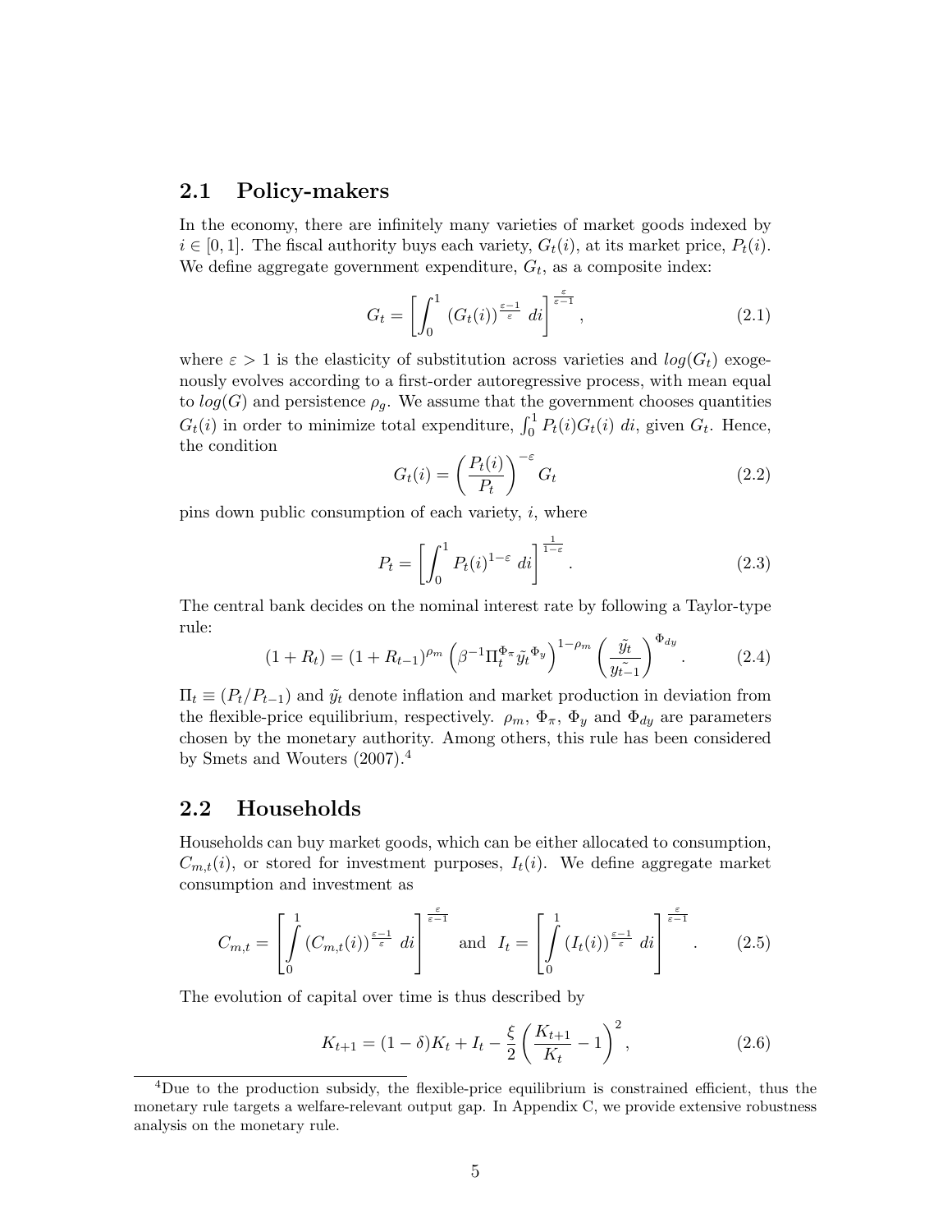## 2.1 Policy-makers

In the economy, there are infinitely many varieties of market goods indexed by $i \in [0,1]$. The fiscal authority buys each variety, $G_t(i)$, at its market price, $P_t(i)$. We define aggregate government expenditure, $G_t$, as a composite index:

$$G_t = \left[ \int_0^1 \left(G_t(i)\right)^{\frac{\varepsilon-1}{\varepsilon}} \, di \right]^{\frac{\varepsilon}{\varepsilon-1}}, \tag{2.1}$$

where $\varepsilon > 1$ is the elasticity of substitution across varieties and $log(G_t)$ exogenously evolves according to a first-order autoregressive process, with mean equal to $log(G)$ and persistence $\rho_g$. We assume that the government chooses quantities $G_t(i)$ in order to minimize total expenditure, $\int_0^1 P_t(i) G_t(i) \, di$, given $G_t$. Hence, the condition

$$G_t(i) = \left( \frac{P_t(i)}{P_t} \right)^{-\varepsilon} G_t \tag{2.2}$$

pins down public consumption of each variety, $i$, where

$$P_t = \left[ \int_0^1 P_t(i)^{1-\varepsilon} \, di \right]^{\frac{1}{1-\varepsilon}}. \tag{2.3}$$

The central bank decides on the nominal interest rate by following a Taylor-type rule:

$$(1+R_t) = (1+R_{t-1})^{\rho_m} \left( \beta^{-1} \Pi_t^{\Phi_\pi} \tilde{y_t}^{\Phi_y} \right)^{1-\rho_m} \left( \frac{\tilde{y_t}}{\tilde{y_{t-1}}} \right)^{\Phi_{dy}}. \tag{2.4}$$

$\Pi_t \equiv (P_t/P_{t-1})$ and $\tilde{y_t}$ denote inflation and market production in deviation from the flexible-price equilibrium, respectively. $\rho_m$, $\Phi_\pi$, $\Phi_y$ and $\Phi_{dy}$ are parameters chosen by the monetary authority. Among others, this rule has been considered by Smets and Wouters (2007).[4]

## 2.2 Households

Households can buy market goods, which can be either allocated to consumption, $C_{m,t}(i)$, or stored for investment purposes, $I_t(i)$. We define aggregate market consumption and investment as

$$C_{m,t} = \left[ \int_0^1 \left(C_{m,t}(i)\right)^{\frac{\varepsilon-1}{\varepsilon}} \, di \right]^{\frac{\varepsilon}{\varepsilon-1}} \quad \text{and} \quad I_t = \left[ \int_0^1 \left(I_t(i)\right)^{\frac{\varepsilon-1}{\varepsilon}} \, di \right]^{\frac{\varepsilon}{\varepsilon-1}}. \tag{2.5}$$

The evolution of capital over time is thus described by

$$K_{t+1} = (1-\delta) K_t + I_t - \frac{\xi}{2} \left( \frac{K_{t+1}}{K_t} - 1 \right)^2, \tag{2.6}$$

[4] Due to the production subsidy, the flexible-price equilibrium is constrained efficient, thus the monetary rule targets a welfare-relevant output gap. In Appendix C, we provide extensive robustness analysis on the monetary rule.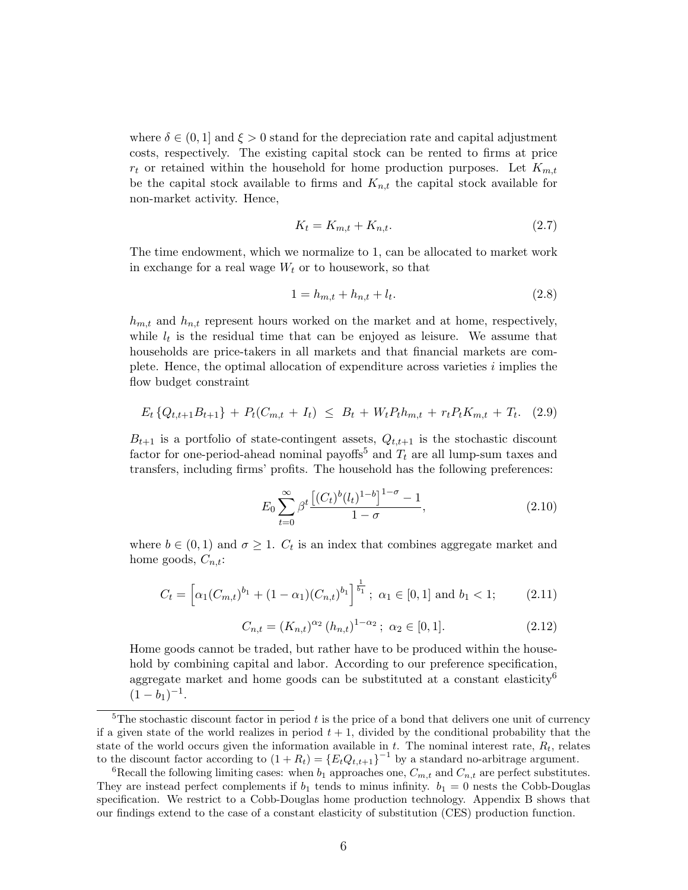where $\delta \in (0, 1]$ and $\xi > 0$ stand for the depreciation rate and capital adjustment costs, respectively. The existing capital stock can be rented to firms at price $r_t$ or retained within the household for home production purposes. Let $K_{m,t}$ be the capital stock available to firms and $K_{n,t}$ the capital stock available for non-market activity. Hence,

$$K_t = K_{m,t} + K_{n,t}. \tag{2.7}$$

The time endowment, which we normalize to 1, can be allocated to market work in exchange for a real wage $W_t$ or to housework, so that

$$1 = h_{m,t} + h_{n,t} + l_t. \tag{2.8}$$

$h_{m,t}$ and $h_{n,t}$ represent hours worked on the market and at home, respectively, while $l_t$ is the residual time that can be enjoyed as leisure. We assume that households are price-takers in all markets and that financial markets are complete. Hence, the optimal allocation of expenditure across varieties $i$ implies the flow budget constraint

$$E_t \{Q_{t,t+1} B_{t+1}\} + P_t(C_{m,t} + I_t) \leq B_t + W_t P_t h_{m,t} + r_t P_t K_{m,t} + T_t. \tag{2.9}$$

$B_{t+1}$ is a portfolio of state-contingent assets, $Q_{t,t+1}$ is the stochastic discount factor for one-period-ahead nominal payoffs[5] and $T_t$ are all lump-sum taxes and transfers, including firms' profits. The household has the following preferences:

$$E_0 \sum_{t=0}^{\infty} \beta^t \frac{\left[(C_t)^b (l_t)^{1-b}\right]^{1-\sigma} - 1}{1-\sigma}, \tag{2.10}$$

where $b \in (0, 1)$ and $\sigma \geq 1$. $C_t$ is an index that combines aggregate market and home goods, $C_{n,t}$:

$$C_t = \left[\alpha_1 (C_{m,t})^{b_1} + (1-\alpha_1)(C_{n,t})^{b_1}\right]^{\frac{1}{b_1}}\ ;\ \alpha_1 \in [0,1] \text{ and } b_1 < 1; \tag{2.11}$$

$$C_{n,t} = (K_{n,t})^{\alpha_2} (h_{n,t})^{1-\alpha_2}\ ;\ \alpha_2 \in [0,1]. \tag{2.12}$$

Home goods cannot be traded, but rather have to be produced within the household by combining capital and labor. According to our preference specification, aggregate market and home goods can be substituted at a constant elasticity[6] $(1 - b_1)^{-1}$.

---

[5] The stochastic discount factor in period $t$ is the price of a bond that delivers one unit of currency if a given state of the world realizes in period $t + 1$, divided by the conditional probability that the state of the world occurs given the information available in $t$. The nominal interest rate, $R_t$, relates to the discount factor according to $(1 + R_t) = \{E_t Q_{t,t+1}\}^{-1}$ by a standard no-arbitrage argument.

[6] Recall the following limiting cases: when $b_1$ approaches one, $C_{m,t}$ and $C_{n,t}$ are perfect substitutes. They are instead perfect complements if $b_1$ tends to minus infinity. $b_1 = 0$ nests the Cobb-Douglas specification. We restrict to a Cobb-Douglas home production technology. Appendix B shows that our findings extend to the case of a constant elasticity of substitution (CES) production function.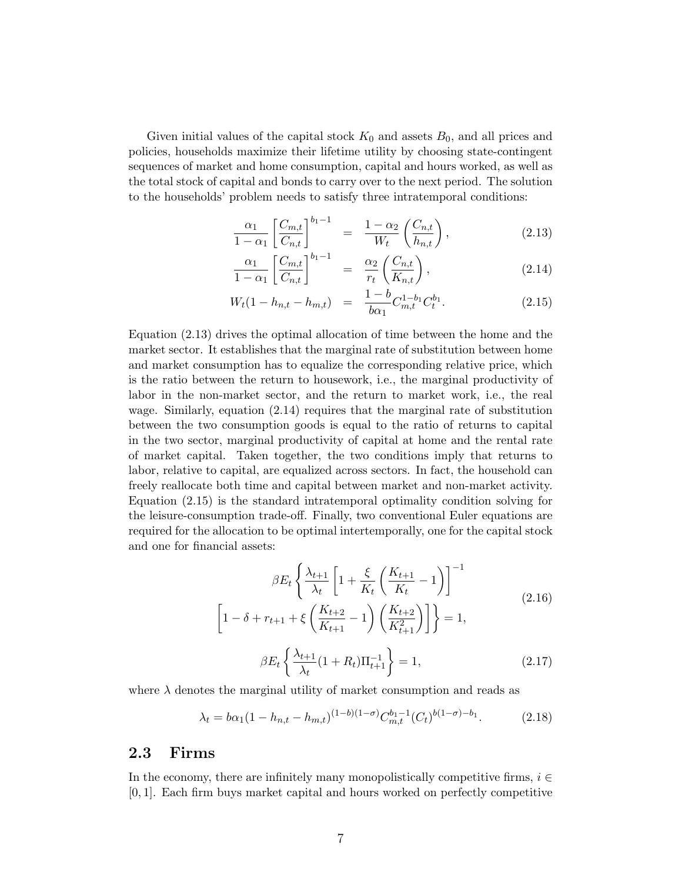Given initial values of the capital stock $K_0$ and assets $B_0$, and all prices and policies, households maximize their lifetime utility by choosing state-contingent sequences of market and home consumption, capital and hours worked, as well as the total stock of capital and bonds to carry over to the next period. The solution to the households' problem needs to satisfy three intratemporal conditions:

$$\frac{\alpha_1}{1-\alpha_1}\left[\frac{C_{m,t}}{C_{n,t}}\right]^{b_1-1} = \frac{1-\alpha_2}{W_t}\left(\frac{C_{n,t}}{h_{n,t}}\right), \tag{2.13}$$

$$\frac{\alpha_1}{1-\alpha_1}\left[\frac{C_{m,t}}{C_{n,t}}\right]^{b_1-1} = \frac{\alpha_2}{r_t}\left(\frac{C_{n,t}}{K_{n,t}}\right), \tag{2.14}$$

$$W_t(1-h_{n,t}-h_{m,t}) = \frac{1-b}{b\alpha_1}C_{m,t}^{1-b_1}C_t^{b_1}. \tag{2.15}$$

Equation (2.13) drives the optimal allocation of time between the home and the market sector. It establishes that the marginal rate of substitution between home and market consumption has to equalize the corresponding relative price, which is the ratio between the return to housework, i.e., the marginal productivity of labor in the non-market sector, and the return to market work, i.e., the real wage. Similarly, equation (2.14) requires that the marginal rate of substitution between the two consumption goods is equal to the ratio of returns to capital in the two sector, marginal productivity of capital at home and the rental rate of market capital. Taken together, the two conditions imply that returns to labor, relative to capital, are equalized across sectors. In fact, the household can freely reallocate both time and capital between market and non-market activity. Equation (2.15) is the standard intratemporal optimality condition solving for the leisure-consumption trade-off. Finally, two conventional Euler equations are required for the allocation to be optimal intertemporally, one for the capital stock and one for financial assets:

$$\beta E_t\left\{\frac{\lambda_{t+1}}{\lambda_t}\left[1+\frac{\xi}{K_t}\left(\frac{K_{t+1}}{K_t}-1\right)\right]^{-1} \left[1-\delta+r_{t+1}+\xi\left(\frac{K_{t+2}}{K_{t+1}}-1\right)\left(\frac{K_{t+2}}{K_{t+1}^2}\right)\right]\right\} = 1, \tag{2.16}$$

$$\beta E_t\left\{\frac{\lambda_{t+1}}{\lambda_t}(1+R_t)\Pi_{t+1}^{-1}\right\} = 1, \tag{2.17}$$

where $\lambda$ denotes the marginal utility of market consumption and reads as

$$\lambda_t = b\alpha_1(1-h_{n,t}-h_{m,t})^{(1-b)(1-\sigma)}C_{m,t}^{b_1-1}(C_t)^{b(1-\sigma)-b_1}. \tag{2.18}$$

## 2.3 Firms

In the economy, there are infinitely many monopolistically competitive firms, $i \in [0,1]$. Each firm buys market capital and hours worked on perfectly competitive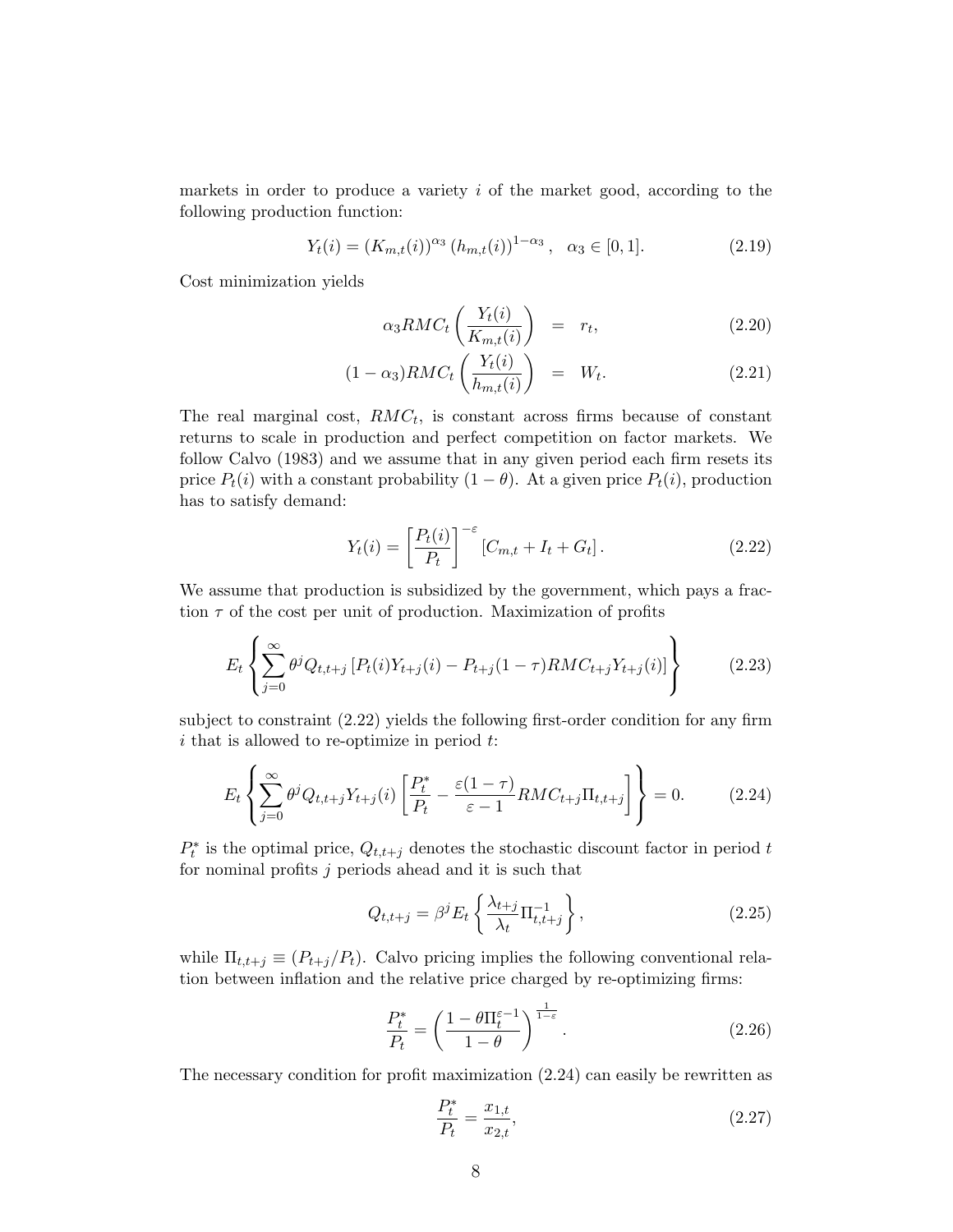markets in order to produce a variety $i$ of the market good, according to the following production function:

$$Y_t(i) = (K_{m,t}(i))^{\alpha_3} (h_{m,t}(i))^{1-\alpha_3}, \quad \alpha_3 \in [0, 1]. \tag{2.19}$$

Cost minimization yields

$$\alpha_3 RMC_t \left( \frac{Y_t(i)}{K_{m,t}(i)} \right) = r_t, \tag{2.20}$$

$$(1 - \alpha_3) RMC_t \left( \frac{Y_t(i)}{h_{m,t}(i)} \right) = W_t. \tag{2.21}$$

The real marginal cost, $RMC_t$, is constant across firms because of constant returns to scale in production and perfect competition on factor markets. We follow Calvo (1983) and we assume that in any given period each firm resets its price $P_t(i)$ with a constant probability $(1 - \theta)$. At a given price $P_t(i)$, production has to satisfy demand:

$$Y_t(i) = \left[ \frac{P_t(i)}{P_t} \right]^{-\varepsilon} [C_{m,t} + I_t + G_t]. \tag{2.22}$$

We assume that production is subsidized by the government, which pays a fraction $\tau$ of the cost per unit of production. Maximization of profits

$$E_t \left\{ \sum_{j=0}^{\infty} \theta^j Q_{t,t+j} \left[ P_t(i) Y_{t+j}(i) - P_{t+j}(1 - \tau) RMC_{t+j} Y_{t+j}(i) \right] \right\} \tag{2.23}$$

subject to constraint (2.22) yields the following first-order condition for any firm $i$ that is allowed to re-optimize in period $t$:

$$E_t \left\{ \sum_{j=0}^{\infty} \theta^j Q_{t,t+j} Y_{t+j}(i) \left[ \frac{P_t^*}{P_t} - \frac{\varepsilon(1 - \tau)}{\varepsilon - 1} RMC_{t+j} \Pi_{t,t+j} \right] \right\} = 0. \tag{2.24}$$

$P_t^*$ is the optimal price, $Q_{t,t+j}$ denotes the stochastic discount factor in period $t$ for nominal profits $j$ periods ahead and it is such that

$$Q_{t,t+j} = \beta^j E_t \left\{ \frac{\lambda_{t+j}}{\lambda_t} \Pi_{t,t+j}^{-1} \right\}, \tag{2.25}$$

while $\Pi_{t,t+j} \equiv (P_{t+j}/P_t)$. Calvo pricing implies the following conventional relation between inflation and the relative price charged by re-optimizing firms:

$$\frac{P_t^*}{P_t} = \left( \frac{1 - \theta \Pi_t^{\varepsilon - 1}}{1 - \theta} \right)^{\frac{1}{1-\varepsilon}}. \tag{2.26}$$

The necessary condition for profit maximization (2.24) can easily be rewritten as

$$\frac{P_t^*}{P_t} = \frac{x_{1,t}}{x_{2,t}}, \tag{2.27}$$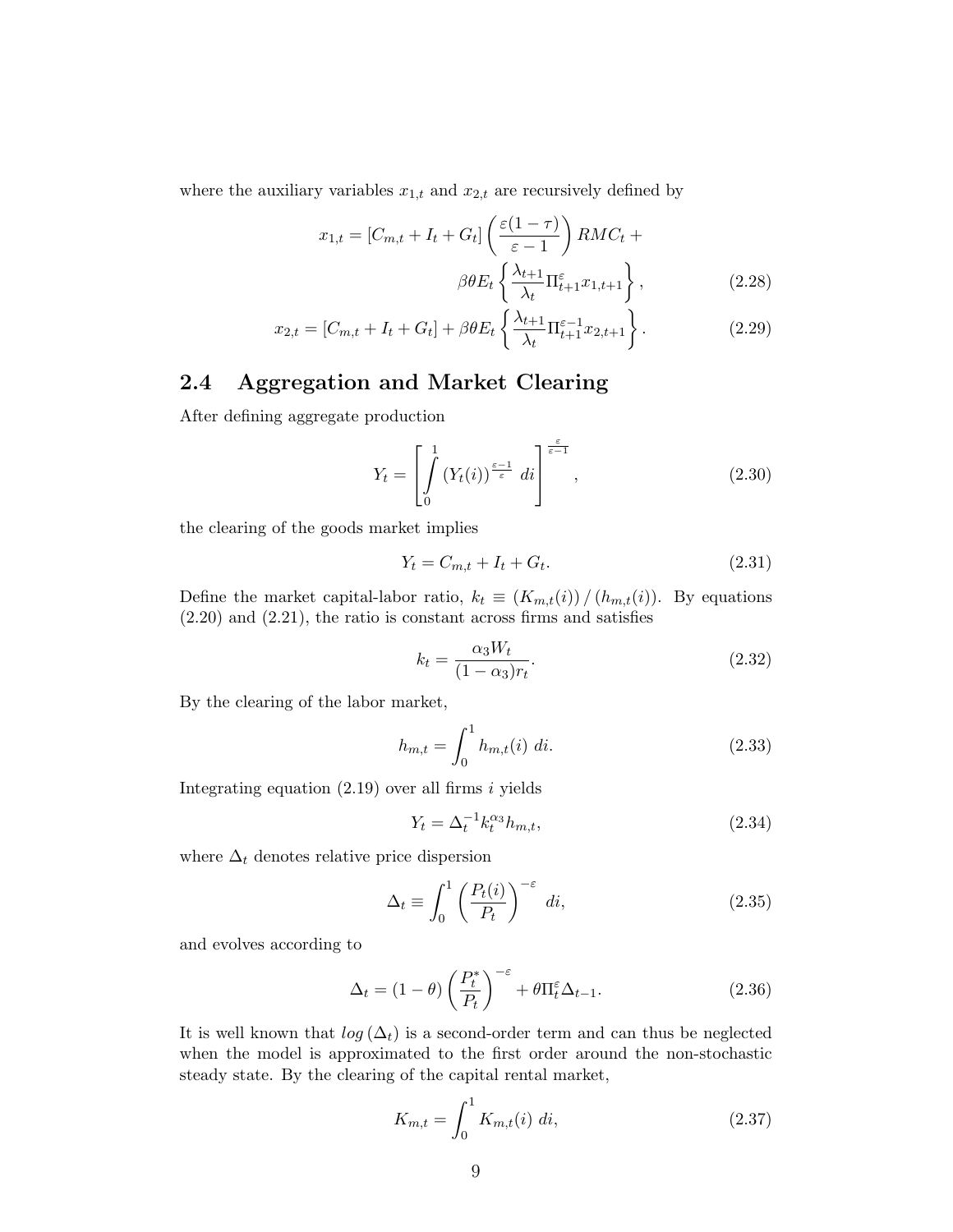where the auxiliary variables $x_{1,t}$ and $x_{2,t}$ are recursively defined by

$$x_{1,t} = [C_{m,t} + I_t + G_t] \left( \frac{\varepsilon(1-\tau)}{\varepsilon - 1} \right) RMC_t + \beta\theta E_t \left\{ \frac{\lambda_{t+1}}{\lambda_t} \Pi_{t+1}^{\varepsilon} x_{1,t+1} \right\}, \tag{2.28}$$

$$x_{2,t} = [C_{m,t} + I_t + G_t] + \beta\theta E_t \left\{ \frac{\lambda_{t+1}}{\lambda_t} \Pi_{t+1}^{\varepsilon-1} x_{2,t+1} \right\}. \tag{2.29}$$

## 2.4 Aggregation and Market Clearing

After defining aggregate production

$$Y_t = \left[ \int_0^1 (Y_t(i))^{\frac{\varepsilon-1}{\varepsilon}} \, di \right]^{\frac{\varepsilon}{\varepsilon-1}}, \tag{2.30}$$

the clearing of the goods market implies

$$Y_t = C_{m,t} + I_t + G_t. \tag{2.31}$$

Define the market capital-labor ratio, $k_t \equiv (K_{m,t}(i)) / (h_{m,t}(i))$. By equations (2.20) and (2.21), the ratio is constant across firms and satisfies

$$k_t = \frac{\alpha_3 W_t}{(1-\alpha_3) r_t}. \tag{2.32}$$

By the clearing of the labor market,

$$h_{m,t} = \int_0^1 h_{m,t}(i) \, di. \tag{2.33}$$

Integrating equation (2.19) over all firms $i$ yields

$$Y_t = \Delta_t^{-1} k_t^{\alpha_3} h_{m,t}, \tag{2.34}$$

where $\Delta_t$ denotes relative price dispersion

$$\Delta_t \equiv \int_0^1 \left( \frac{P_t(i)}{P_t} \right)^{-\varepsilon} \, di, \tag{2.35}$$

and evolves according to

$$\Delta_t = (1-\theta) \left( \frac{P_t^*}{P_t} \right)^{-\varepsilon} + \theta \Pi_t^{\varepsilon} \Delta_{t-1}. \tag{2.36}$$

It is well known that $log(\Delta_t)$ is a second-order term and can thus be neglected when the model is approximated to the first order around the non-stochastic steady state. By the clearing of the capital rental market,

$$K_{m,t} = \int_0^1 K_{m,t}(i) \, di, \tag{2.37}$$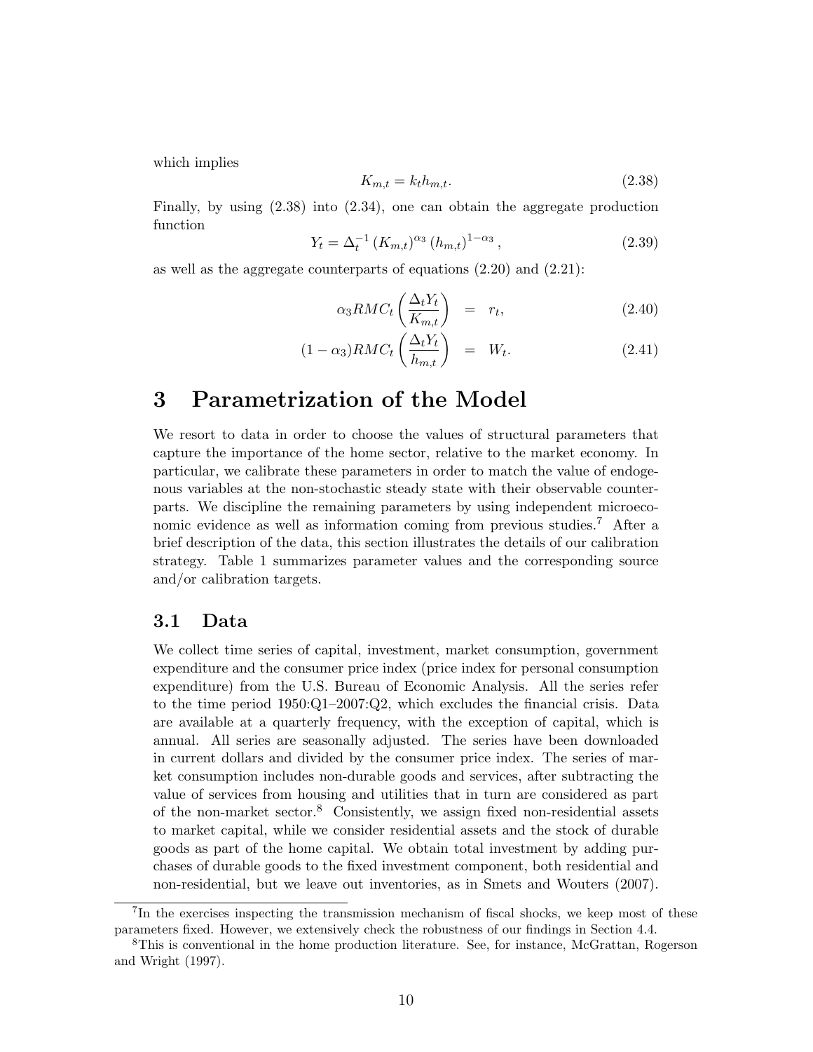which implies

$$K_{m,t} = k_t h_{m,t}. \tag{2.38}$$

Finally, by using (2.38) into (2.34), one can obtain the aggregate production function

$$Y_t = \Delta_t^{-1} (K_{m,t})^{\alpha_3} (h_{m,t})^{1-\alpha_3}, \tag{2.39}$$

as well as the aggregate counterparts of equations (2.20) and (2.21):

$$\alpha_3 RMC_t \left( \frac{\Delta_t Y_t}{K_{m,t}} \right) = r_t, \tag{2.40}$$

$$(1-\alpha_3) RMC_t \left( \frac{\Delta_t Y_t}{h_{m,t}} \right) = W_t. \tag{2.41}$$

# 3 Parametrization of the Model

We resort to data in order to choose the values of structural parameters that capture the importance of the home sector, relative to the market economy. In particular, we calibrate these parameters in order to match the value of endogenous variables at the non-stochastic steady state with their observable counterparts. We discipline the remaining parameters by using independent microeconomic evidence as well as information coming from previous studies.[7] After a brief description of the data, this section illustrates the details of our calibration strategy. Table 1 summarizes parameter values and the corresponding source and/or calibration targets.

## 3.1 Data

We collect time series of capital, investment, market consumption, government expenditure and the consumer price index (price index for personal consumption expenditure) from the U.S. Bureau of Economic Analysis. All the series refer to the time period 1950:Q1–2007:Q2, which excludes the financial crisis. Data are available at a quarterly frequency, with the exception of capital, which is annual. All series are seasonally adjusted. The series have been downloaded in current dollars and divided by the consumer price index. The series of market consumption includes non-durable goods and services, after subtracting the value of services from housing and utilities that in turn are considered as part of the non-market sector.[8] Consistently, we assign fixed non-residential assets to market capital, while we consider residential assets and the stock of durable goods as part of the home capital. We obtain total investment by adding purchases of durable goods to the fixed investment component, both residential and non-residential, but we leave out inventories, as in Smets and Wouters (2007).

---

[7] In the exercises inspecting the transmission mechanism of fiscal shocks, we keep most of these parameters fixed. However, we extensively check the robustness of our findings in Section 4.4.

[8] This is conventional in the home production literature. See, for instance, McGrattan, Rogerson and Wright (1997).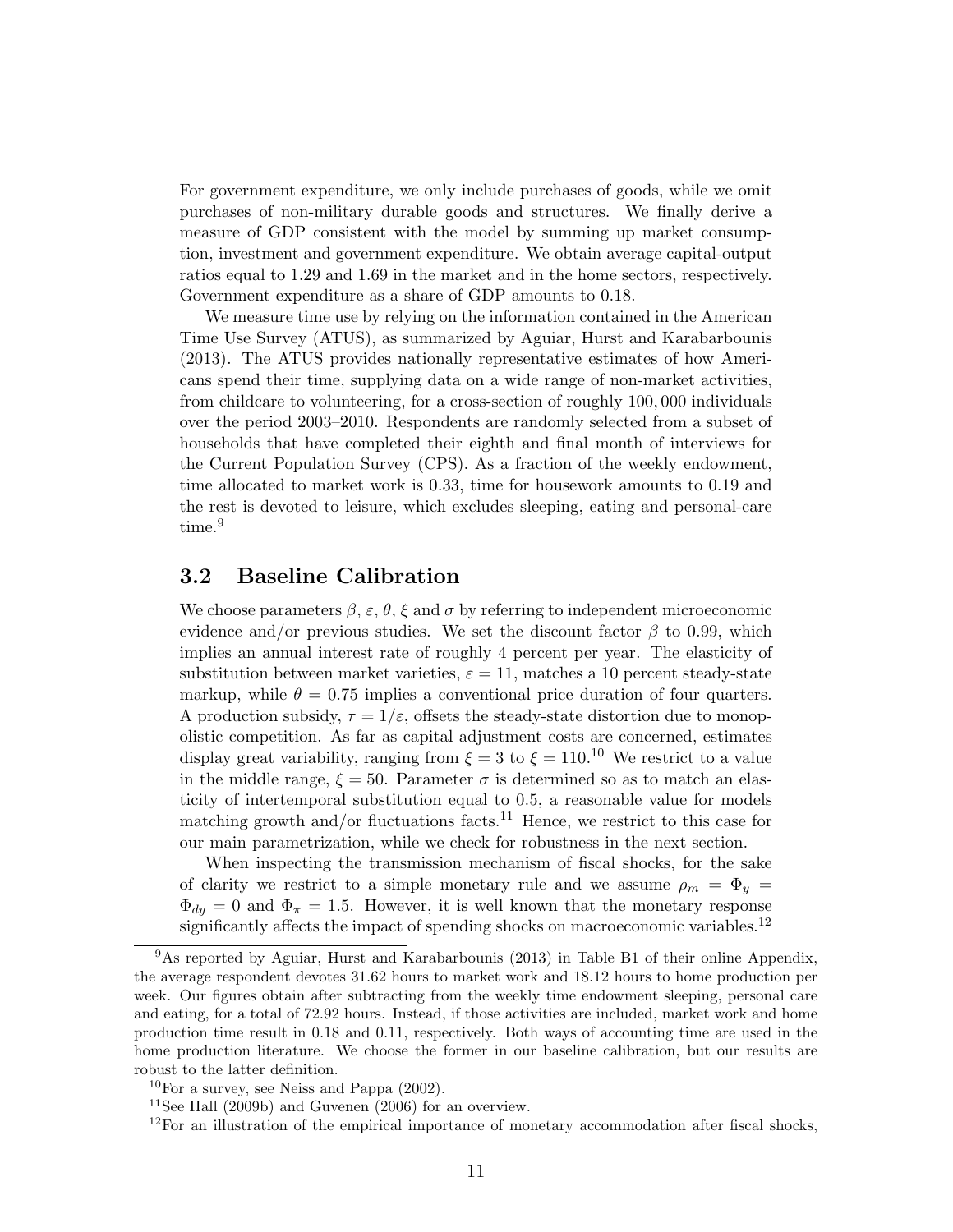For government expenditure, we only include purchases of goods, while we omit purchases of non-military durable goods and structures. We finally derive a measure of GDP consistent with the model by summing up market consumption, investment and government expenditure. We obtain average capital-output ratios equal to 1.29 and 1.69 in the market and in the home sectors, respectively. Government expenditure as a share of GDP amounts to 0.18.

We measure time use by relying on the information contained in the American Time Use Survey (ATUS), as summarized by Aguiar, Hurst and Karabarbounis (2013). The ATUS provides nationally representative estimates of how Americans spend their time, supplying data on a wide range of non-market activities, from childcare to volunteering, for a cross-section of roughly 100,000 individuals over the period 2003–2010. Respondents are randomly selected from a subset of households that have completed their eighth and final month of interviews for the Current Population Survey (CPS). As a fraction of the weekly endowment, time allocated to market work is 0.33, time for housework amounts to 0.19 and the rest is devoted to leisure, which excludes sleeping, eating and personal-care time.[9]

## 3.2 Baseline Calibration

We choose parameters $\beta$, $\varepsilon$, $\theta$, $\xi$ and $\sigma$ by referring to independent microeconomic evidence and/or previous studies. We set the discount factor $\beta$ to 0.99, which implies an annual interest rate of roughly 4 percent per year. The elasticity of substitution between market varieties, $\varepsilon = 11$, matches a 10 percent steady-state markup, while $\theta = 0.75$ implies a conventional price duration of four quarters. A production subsidy, $\tau = 1/\varepsilon$, offsets the steady-state distortion due to monopolistic competition. As far as capital adjustment costs are concerned, estimates display great variability, ranging from $\xi = 3$ to $\xi = 110$.[10] We restrict to a value in the middle range, $\xi = 50$. Parameter $\sigma$ is determined so as to match an elasticity of intertemporal substitution equal to 0.5, a reasonable value for models matching growth and/or fluctuations facts.[11] Hence, we restrict to this case for our main parametrization, while we check for robustness in the next section.

When inspecting the transmission mechanism of fiscal shocks, for the sake of clarity we restrict to a simple monetary rule and we assume $\rho_m = \Phi_y = \Phi_{dy} = 0$ and $\Phi_\pi = 1.5$. However, it is well known that the monetary response significantly affects the impact of spending shocks on macroeconomic variables.[12]

[9] As reported by Aguiar, Hurst and Karabarbounis (2013) in Table B1 of their online Appendix, the average respondent devotes 31.62 hours to market work and 18.12 hours to home production per week. Our figures obtain after subtracting from the weekly time endowment sleeping, personal care and eating, for a total of 72.92 hours. Instead, if those activities are included, market work and home production time result in 0.18 and 0.11, respectively. Both ways of accounting time are used in the home production literature. We choose the former in our baseline calibration, but our results are robust to the latter definition.

[10] For a survey, see Neiss and Pappa (2002).

[11] See Hall (2009b) and Guvenen (2006) for an overview.

[12] For an illustration of the empirical importance of monetary accommodation after fiscal shocks,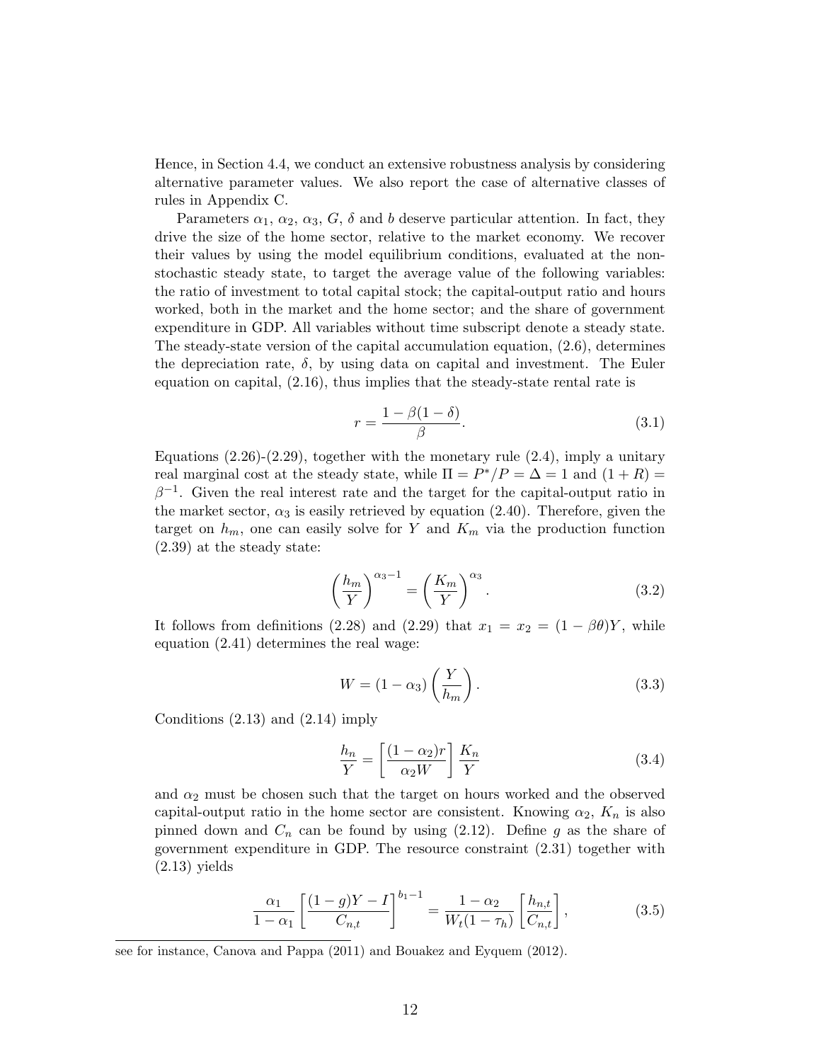Hence, in Section 4.4, we conduct an extensive robustness analysis by considering alternative parameter values. We also report the case of alternative classes of rules in Appendix C.

Parameters $\alpha_1$, $\alpha_2$, $\alpha_3$, $G$, $\delta$ and $b$ deserve particular attention. In fact, they drive the size of the home sector, relative to the market economy. We recover their values by using the model equilibrium conditions, evaluated at the non-stochastic steady state, to target the average value of the following variables: the ratio of investment to total capital stock; the capital-output ratio and hours worked, both in the market and the home sector; and the share of government expenditure in GDP. All variables without time subscript denote a steady state. The steady-state version of the capital accumulation equation, (2.6), determines the depreciation rate, $\delta$, by using data on capital and investment. The Euler equation on capital, (2.16), thus implies that the steady-state rental rate is

$$r = \frac{1 - \beta(1-\delta)}{\beta}. \tag{3.1}$$

Equations (2.26)-(2.29), together with the monetary rule (2.4), imply a unitary real marginal cost at the steady state, while $\Pi = P^*/P = \Delta = 1$ and $(1+R) = \beta^{-1}$. Given the real interest rate and the target for the capital-output ratio in the market sector, $\alpha_3$ is easily retrieved by equation (2.40). Therefore, given the target on $h_m$, one can easily solve for $Y$ and $K_m$ via the production function (2.39) at the steady state:

$$\left(\frac{h_m}{Y}\right)^{\alpha_3 - 1} = \left(\frac{K_m}{Y}\right)^{\alpha_3}. \tag{3.2}$$

It follows from definitions (2.28) and (2.29) that $x_1 = x_2 = (1-\beta\theta)Y$, while equation (2.41) determines the real wage:

$$W = (1-\alpha_3)\left(\frac{Y}{h_m}\right). \tag{3.3}$$

Conditions (2.13) and (2.14) imply

$$\frac{h_n}{Y} = \left[\frac{(1-\alpha_2)r}{\alpha_2 W}\right]\frac{K_n}{Y} \tag{3.4}$$

and $\alpha_2$ must be chosen such that the target on hours worked and the observed capital-output ratio in the home sector are consistent. Knowing $\alpha_2$, $K_n$ is also pinned down and $C_n$ can be found by using (2.12). Define $g$ as the share of government expenditure in GDP. The resource constraint (2.31) together with (2.13) yields

$$\frac{\alpha_1}{1-\alpha_1}\left[\frac{(1-g)Y - I}{C_{n,t}}\right]^{b_1 - 1} = \frac{1-\alpha_2}{W_t(1-\tau_h)}\left[\frac{h_{n,t}}{C_{n,t}}\right], \tag{3.5}$$

see for instance, Canova and Pappa (2011) and Bouakez and Eyquem (2012).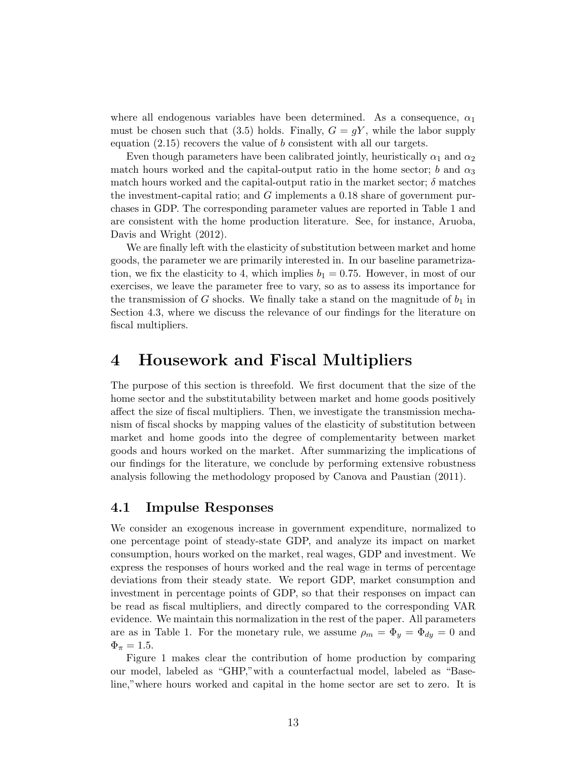where all endogenous variables have been determined. As a consequence, $\alpha_1$ must be chosen such that (3.5) holds. Finally, $G = gY$, while the labor supply equation (2.15) recovers the value of $b$ consistent with all our targets.

Even though parameters have been calibrated jointly, heuristically $\alpha_1$ and $\alpha_2$ match hours worked and the capital-output ratio in the home sector; $b$ and $\alpha_3$ match hours worked and the capital-output ratio in the market sector; $\delta$ matches the investment-capital ratio; and $G$ implements a 0.18 share of government purchases in GDP. The corresponding parameter values are reported in Table 1 and are consistent with the home production literature. See, for instance, Aruoba, Davis and Wright (2012).

We are finally left with the elasticity of substitution between market and home goods, the parameter we are primarily interested in. In our baseline parametrization, we fix the elasticity to 4, which implies $b_1 = 0.75$. However, in most of our exercises, we leave the parameter free to vary, so as to assess its importance for the transmission of $G$ shocks. We finally take a stand on the magnitude of $b_1$ in Section 4.3, where we discuss the relevance of our findings for the literature on fiscal multipliers.

# 4 Housework and Fiscal Multipliers

The purpose of this section is threefold. We first document that the size of the home sector and the substitutability between market and home goods positively affect the size of fiscal multipliers. Then, we investigate the transmission mechanism of fiscal shocks by mapping values of the elasticity of substitution between market and home goods into the degree of complementarity between market goods and hours worked on the market. After summarizing the implications of our findings for the literature, we conclude by performing extensive robustness analysis following the methodology proposed by Canova and Paustian (2011).

## 4.1 Impulse Responses

We consider an exogenous increase in government expenditure, normalized to one percentage point of steady-state GDP, and analyze its impact on market consumption, hours worked on the market, real wages, GDP and investment. We express the responses of hours worked and the real wage in terms of percentage deviations from their steady state. We report GDP, market consumption and investment in percentage points of GDP, so that their responses on impact can be read as fiscal multipliers, and directly compared to the corresponding VAR evidence. We maintain this normalization in the rest of the paper. All parameters are as in Table 1. For the monetary rule, we assume $\rho_m = \Phi_y = \Phi_{dy} = 0$ and $\Phi_\pi = 1.5$.

Figure 1 makes clear the contribution of home production by comparing our model, labeled as "GHP," with a counterfactual model, labeled as "Baseline," where hours worked and capital in the home sector are set to zero. It is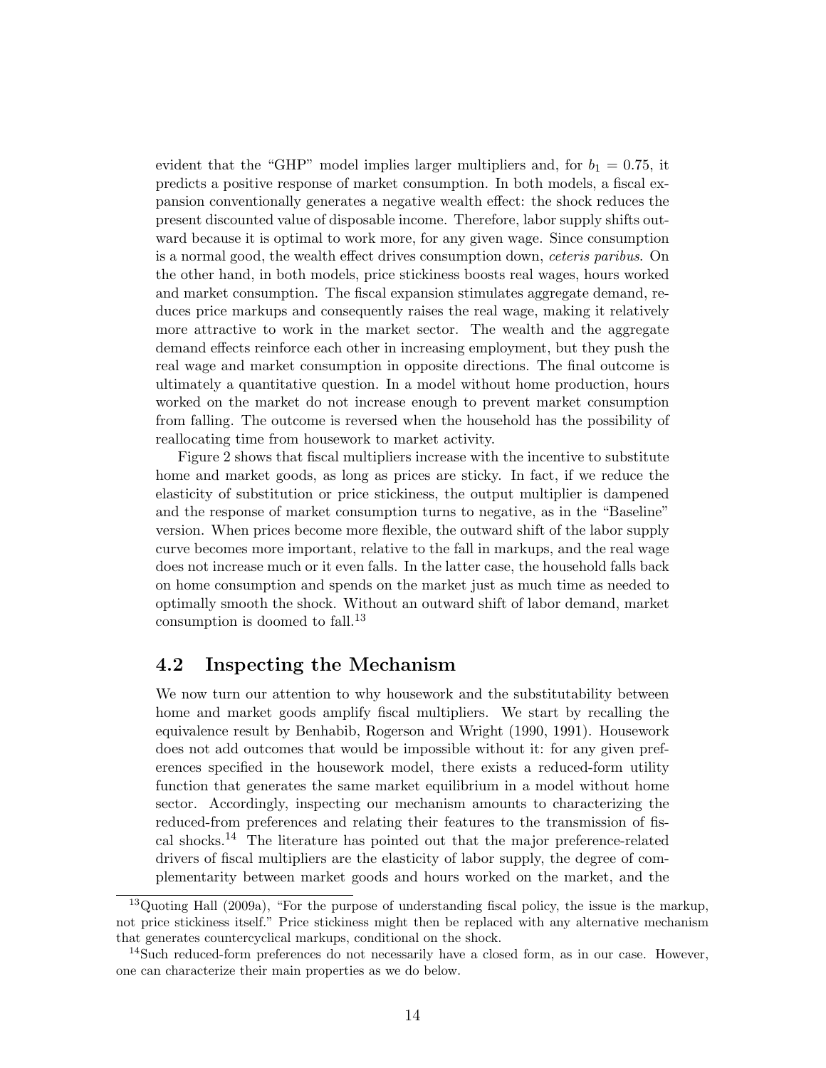evident that the "GHP" model implies larger multipliers and, for $b_1 = 0.75$, it predicts a positive response of market consumption. In both models, a fiscal expansion conventionally generates a negative wealth effect: the shock reduces the present discounted value of disposable income. Therefore, labor supply shifts outward because it is optimal to work more, for any given wage. Since consumption is a normal good, the wealth effect drives consumption down, *ceteris paribus*. On the other hand, in both models, price stickiness boosts real wages, hours worked and market consumption. The fiscal expansion stimulates aggregate demand, reduces price markups and consequently raises the real wage, making it relatively more attractive to work in the market sector. The wealth and the aggregate demand effects reinforce each other in increasing employment, but they push the real wage and market consumption in opposite directions. The final outcome is ultimately a quantitative question. In a model without home production, hours worked on the market do not increase enough to prevent market consumption from falling. The outcome is reversed when the household has the possibility of reallocating time from housework to market activity.

Figure 2 shows that fiscal multipliers increase with the incentive to substitute home and market goods, as long as prices are sticky. In fact, if we reduce the elasticity of substitution or price stickiness, the output multiplier is dampened and the response of market consumption turns to negative, as in the "Baseline" version. When prices become more flexible, the outward shift of the labor supply curve becomes more important, relative to the fall in markups, and the real wage does not increase much or it even falls. In the latter case, the household falls back on home consumption and spends on the market just as much time as needed to optimally smooth the shock. Without an outward shift of labor demand, market consumption is doomed to fall.[13]

## 4.2 Inspecting the Mechanism

We now turn our attention to why housework and the substitutability between home and market goods amplify fiscal multipliers. We start by recalling the equivalence result by Benhabib, Rogerson and Wright (1990, 1991). Housework does not add outcomes that would be impossible without it: for any given preferences specified in the housework model, there exists a reduced-form utility function that generates the same market equilibrium in a model without home sector. Accordingly, inspecting our mechanism amounts to characterizing the reduced-from preferences and relating their features to the transmission of fiscal shocks.[14] The literature has pointed out that the major preference-related drivers of fiscal multipliers are the elasticity of labor supply, the degree of complementarity between market goods and hours worked on the market, and the

[13] Quoting Hall (2009a), "For the purpose of understanding fiscal policy, the issue is the markup, not price stickiness itself." Price stickiness might then be replaced with any alternative mechanism that generates countercyclical markups, conditional on the shock.

[14] Such reduced-form preferences do not necessarily have a closed form, as in our case. However, one can characterize their main properties as we do below.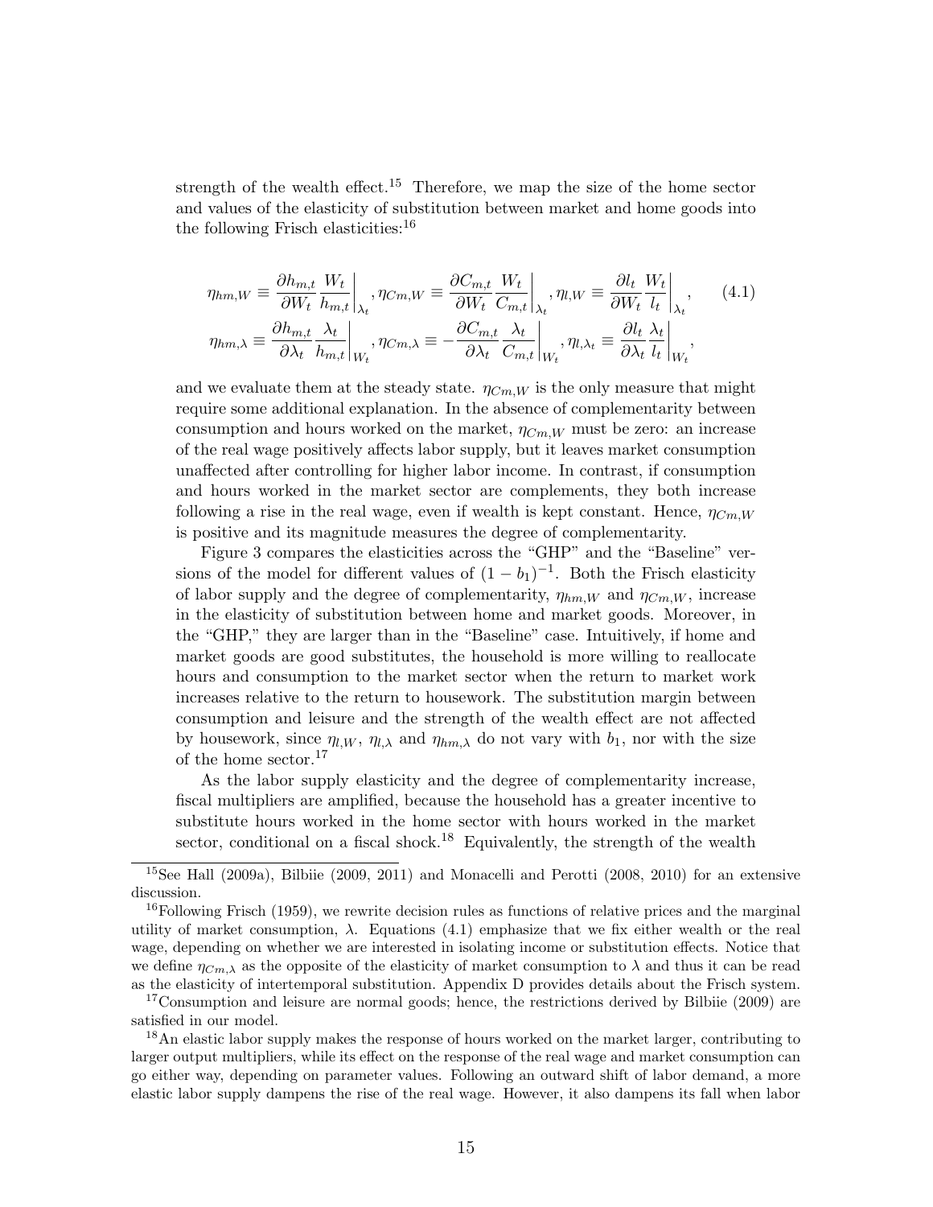strength of the wealth effect.[15] Therefore, we map the size of the home sector and values of the elasticity of substitution between market and home goods into the following Frisch elasticities:[16]

$$
\begin{aligned}
\eta_{hm,W} &\equiv \left.\frac{\partial h_{m,t}}{\partial W_t}\frac{W_t}{h_{m,t}}\right|_{\lambda_t}, \eta_{Cm,W} \equiv \left.\frac{\partial C_{m,t}}{\partial W_t}\frac{W_t}{C_{m,t}}\right|_{\lambda_t}, \eta_{l,W} \equiv \left.\frac{\partial l_t}{\partial W_t}\frac{W_t}{l_t}\right|_{\lambda_t}, \\
\eta_{hm,\lambda} &\equiv \left.\frac{\partial h_{m,t}}{\partial \lambda_t}\frac{\lambda_t}{h_{m,t}}\right|_{W_t}, \eta_{Cm,\lambda} \equiv -\left.\frac{\partial C_{m,t}}{\partial \lambda_t}\frac{\lambda_t}{C_{m,t}}\right|_{W_t}, \eta_{l,\lambda_t} \equiv \left.\frac{\partial l_t}{\partial \lambda_t}\frac{\lambda_t}{l_t}\right|_{W_t},
\end{aligned}
\tag{4.1}
$$

and we evaluate them at the steady state. $\eta_{Cm,W}$ is the only measure that might require some additional explanation. In the absence of complementarity between consumption and hours worked on the market, $\eta_{Cm,W}$ must be zero: an increase of the real wage positively affects labor supply, but it leaves market consumption unaffected after controlling for higher labor income. In contrast, if consumption and hours worked in the market sector are complements, they both increase following a rise in the real wage, even if wealth is kept constant. Hence, $\eta_{Cm,W}$ is positive and its magnitude measures the degree of complementarity.

Figure 3 compares the elasticities across the "GHP" and the "Baseline" versions of the model for different values of $(1-b_1)^{-1}$. Both the Frisch elasticity of labor supply and the degree of complementarity, $\eta_{hm,W}$ and $\eta_{Cm,W}$, increase in the elasticity of substitution between home and market goods. Moreover, in the "GHP," they are larger than in the "Baseline" case. Intuitively, if home and market goods are good substitutes, the household is more willing to reallocate hours and consumption to the market sector when the return to market work increases relative to the return to housework. The substitution margin between consumption and leisure and the strength of the wealth effect are not affected by housework, since $\eta_{l,W}$, $\eta_{l,\lambda}$ and $\eta_{hm,\lambda}$ do not vary with $b_1$, nor with the size of the home sector.[17]

As the labor supply elasticity and the degree of complementarity increase, fiscal multipliers are amplified, because the household has a greater incentive to substitute hours worked in the home sector with hours worked in the market sector, conditional on a fiscal shock.[18] Equivalently, the strength of the wealth

[15] See Hall (2009a), Bilbiie (2009, 2011) and Monacelli and Perotti (2008, 2010) for an extensive discussion.

[16] Following Frisch (1959), we rewrite decision rules as functions of relative prices and the marginal utility of market consumption, $\lambda$. Equations (4.1) emphasize that we fix either wealth or the real wage, depending on whether we are interested in isolating income or substitution effects. Notice that we define $\eta_{Cm,\lambda}$ as the opposite of the elasticity of market consumption to $\lambda$ and thus it can be read as the elasticity of intertemporal substitution. Appendix D provides details about the Frisch system.

[17] Consumption and leisure are normal goods; hence, the restrictions derived by Bilbiie (2009) are satisfied in our model.

[18] An elastic labor supply makes the response of hours worked on the market larger, contributing to larger output multipliers, while its effect on the response of the real wage and market consumption can go either way, depending on parameter values. Following an outward shift of labor demand, a more elastic labor supply dampens the rise of the real wage. However, it also dampens its fall when labor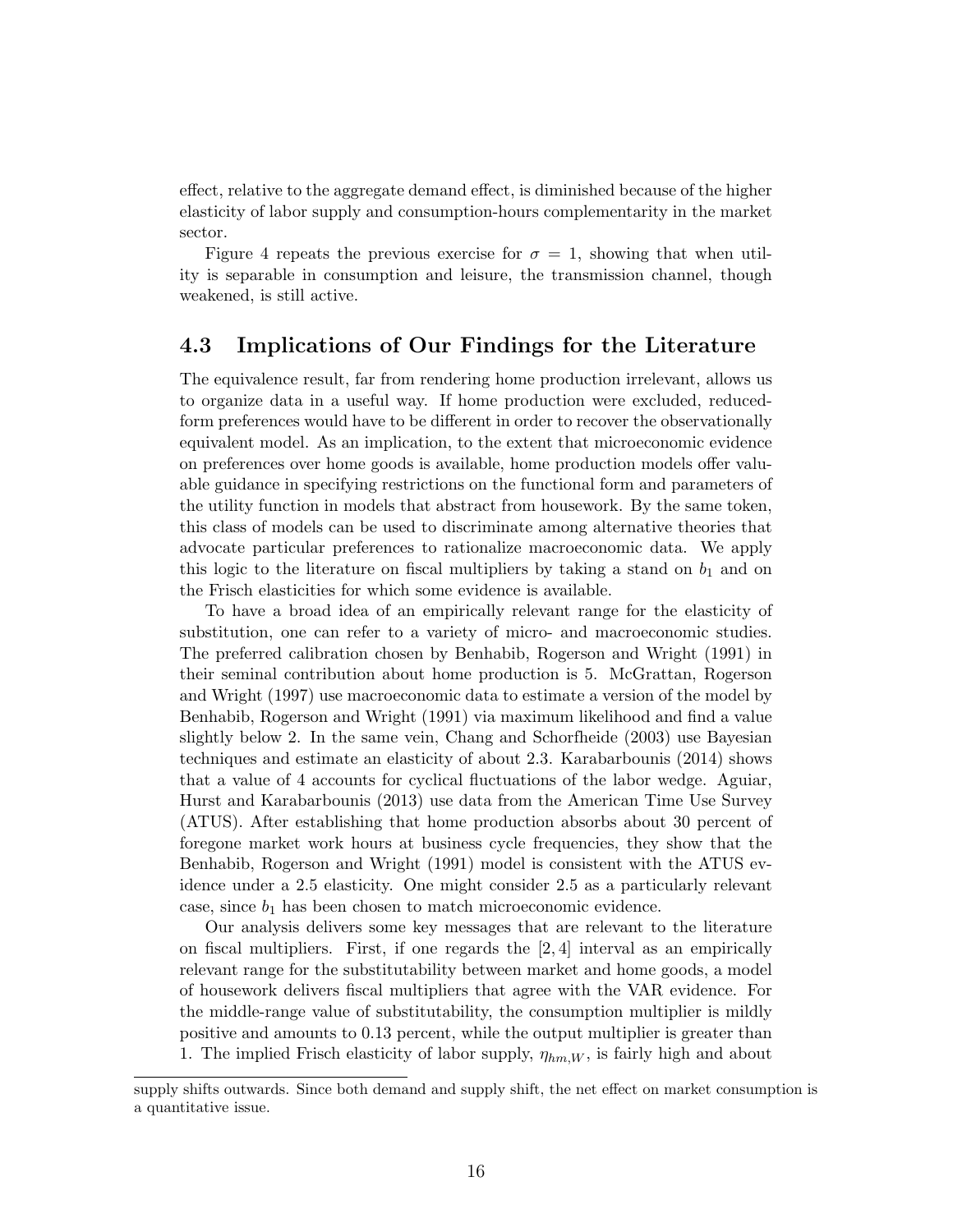effect, relative to the aggregate demand effect, is diminished because of the higher elasticity of labor supply and consumption-hours complementarity in the market sector.

Figure 4 repeats the previous exercise for $\sigma = 1$, showing that when utility is separable in consumption and leisure, the transmission channel, though weakened, is still active.

## 4.3 Implications of Our Findings for the Literature

The equivalence result, far from rendering home production irrelevant, allows us to organize data in a useful way. If home production were excluded, reduced-form preferences would have to be different in order to recover the observationally equivalent model. As an implication, to the extent that microeconomic evidence on preferences over home goods is available, home production models offer valuable guidance in specifying restrictions on the functional form and parameters of the utility function in models that abstract from housework. By the same token, this class of models can be used to discriminate among alternative theories that advocate particular preferences to rationalize macroeconomic data. We apply this logic to the literature on fiscal multipliers by taking a stand on $b_1$ and on the Frisch elasticities for which some evidence is available.

To have a broad idea of an empirically relevant range for the elasticity of substitution, one can refer to a variety of micro- and macroeconomic studies. The preferred calibration chosen by Benhabib, Rogerson and Wright (1991) in their seminal contribution about home production is 5. McGrattan, Rogerson and Wright (1997) use macroeconomic data to estimate a version of the model by Benhabib, Rogerson and Wright (1991) via maximum likelihood and find a value slightly below 2. In the same vein, Chang and Schorfheide (2003) use Bayesian techniques and estimate an elasticity of about 2.3. Karabarbounis (2014) shows that a value of 4 accounts for cyclical fluctuations of the labor wedge. Aguiar, Hurst and Karabarbounis (2013) use data from the American Time Use Survey (ATUS). After establishing that home production absorbs about 30 percent of foregone market work hours at business cycle frequencies, they show that the Benhabib, Rogerson and Wright (1991) model is consistent with the ATUS evidence under a 2.5 elasticity. One might consider 2.5 as a particularly relevant case, since $b_1$ has been chosen to match microeconomic evidence.

Our analysis delivers some key messages that are relevant to the literature on fiscal multipliers. First, if one regards the $[2, 4]$ interval as an empirically relevant range for the substitutability between market and home goods, a model of housework delivers fiscal multipliers that agree with the VAR evidence. For the middle-range value of substitutability, the consumption multiplier is mildly positive and amounts to 0.13 percent, while the output multiplier is greater than 1. The implied Frisch elasticity of labor supply, $\eta_{hm,W}$, is fairly high and about

supply shifts outwards. Since both demand and supply shift, the net effect on market consumption is a quantitative issue.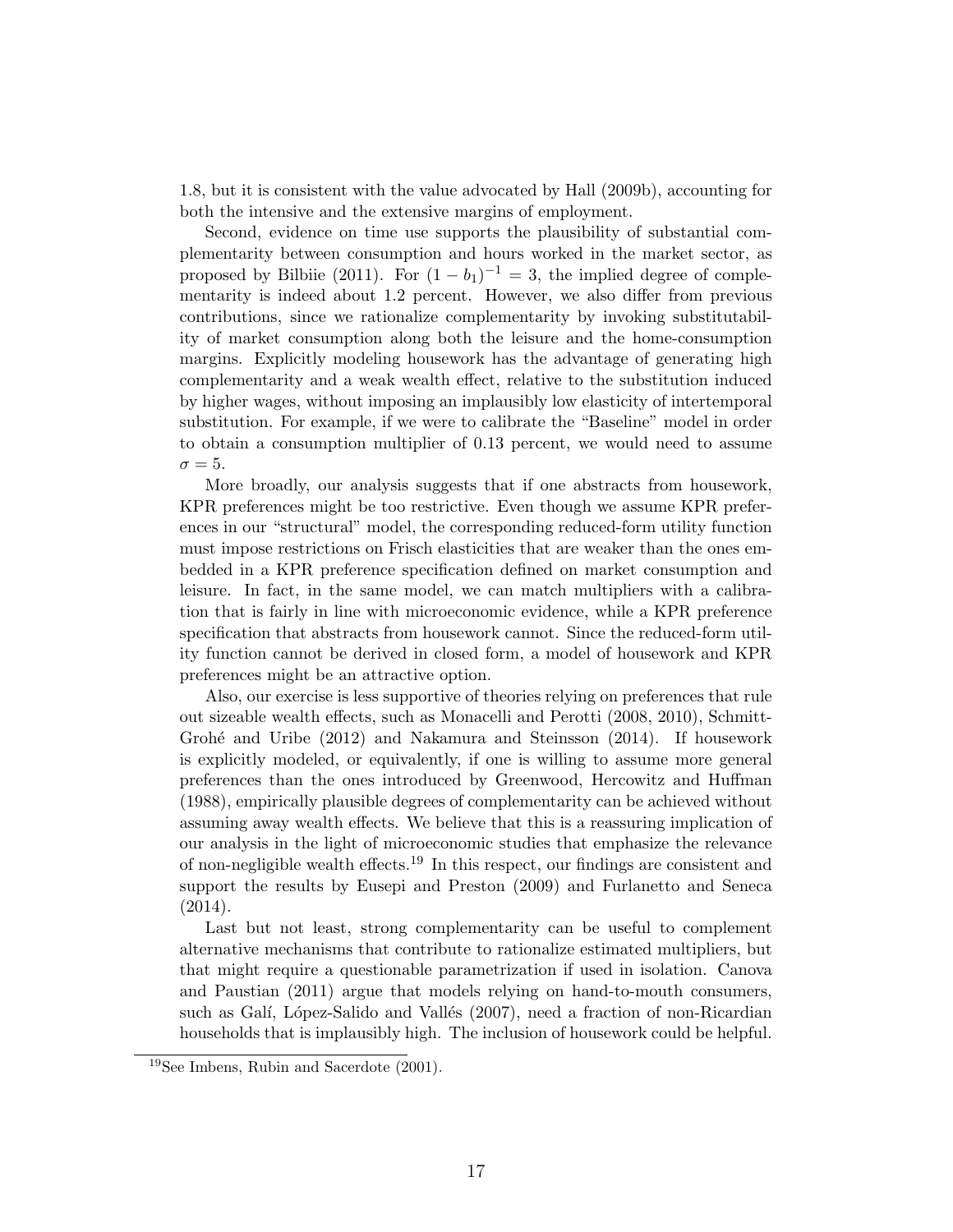1.8, but it is consistent with the value advocated by Hall (2009b), accounting for both the intensive and the extensive margins of employment.

Second, evidence on time use supports the plausibility of substantial complementarity between consumption and hours worked in the market sector, as proposed by Bilbiie (2011). For $(1 - b_1)^{-1} = 3$, the implied degree of complementarity is indeed about 1.2 percent. However, we also differ from previous contributions, since we rationalize complementarity by invoking substitutability of market consumption along both the leisure and the home-consumption margins. Explicitly modeling housework has the advantage of generating high complementarity and a weak wealth effect, relative to the substitution induced by higher wages, without imposing an implausibly low elasticity of intertemporal substitution. For example, if we were to calibrate the "Baseline" model in order to obtain a consumption multiplier of 0.13 percent, we would need to assume $\sigma = 5$.

More broadly, our analysis suggests that if one abstracts from housework, KPR preferences might be too restrictive. Even though we assume KPR preferences in our "structural" model, the corresponding reduced-form utility function must impose restrictions on Frisch elasticities that are weaker than the ones embedded in a KPR preference specification defined on market consumption and leisure. In fact, in the same model, we can match multipliers with a calibration that is fairly in line with microeconomic evidence, while a KPR preference specification that abstracts from housework cannot. Since the reduced-form utility function cannot be derived in closed form, a model of housework and KPR preferences might be an attractive option.

Also, our exercise is less supportive of theories relying on preferences that rule out sizeable wealth effects, such as Monacelli and Perotti (2008, 2010), Schmitt-Grohé and Uribe (2012) and Nakamura and Steinsson (2014). If housework is explicitly modeled, or equivalently, if one is willing to assume more general preferences than the ones introduced by Greenwood, Hercowitz and Huffman (1988), empirically plausible degrees of complementarity can be achieved without assuming away wealth effects. We believe that this is a reassuring implication of our analysis in the light of microeconomic studies that emphasize the relevance of non-negligible wealth effects.[19] In this respect, our findings are consistent and support the results by Eusepi and Preston (2009) and Furlanetto and Seneca (2014).

Last but not least, strong complementarity can be useful to complement alternative mechanisms that contribute to rationalize estimated multipliers, but that might require a questionable parametrization if used in isolation. Canova and Paustian (2011) argue that models relying on hand-to-mouth consumers, such as Galí, López-Salido and Vallés (2007), need a fraction of non-Ricardian households that is implausibly high. The inclusion of housework could be helpful.

[19] See Imbens, Rubin and Sacerdote (2001).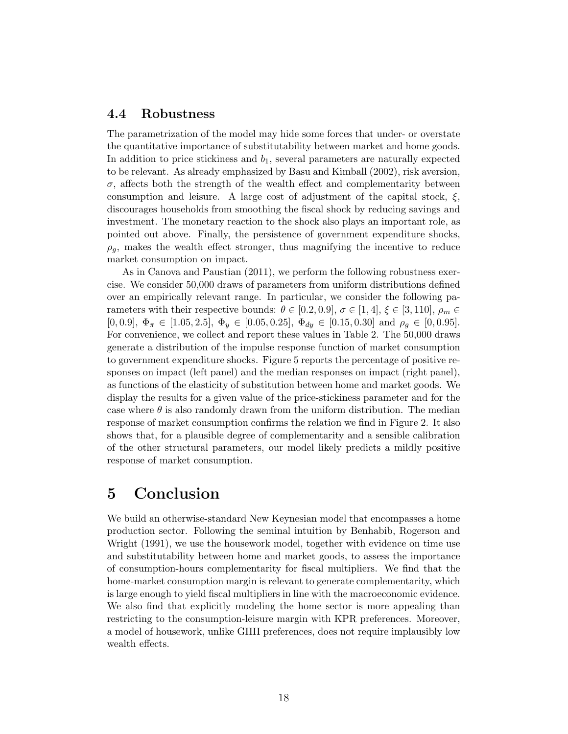### 4.4 Robustness

The parametrization of the model may hide some forces that under- or overstate the quantitative importance of substitutability between market and home goods. In addition to price stickiness and $b_1$, several parameters are naturally expected to be relevant. As already emphasized by Basu and Kimball (2002), risk aversion, $\sigma$, affects both the strength of the wealth effect and complementarity between consumption and leisure. A large cost of adjustment of the capital stock, $\xi$, discourages households from smoothing the fiscal shock by reducing savings and investment. The monetary reaction to the shock also plays an important role, as pointed out above. Finally, the persistence of government expenditure shocks, $\rho_g$, makes the wealth effect stronger, thus magnifying the incentive to reduce market consumption on impact.

As in Canova and Paustian (2011), we perform the following robustness exercise. We consider 50,000 draws of parameters from uniform distributions defined over an empirically relevant range. In particular, we consider the following parameters with their respective bounds: $\theta \in [0.2, 0.9]$, $\sigma \in [1, 4]$, $\xi \in [3, 110]$, $\rho_m \in [0, 0.9]$, $\Phi_\pi \in [1.05, 2.5]$, $\Phi_y \in [0.05, 0.25]$, $\Phi_{dy} \in [0.15, 0.30]$ and $\rho_g \in [0, 0.95]$. For convenience, we collect and report these values in Table 2. The 50,000 draws generate a distribution of the impulse response function of market consumption to government expenditure shocks. Figure 5 reports the percentage of positive responses on impact (left panel) and the median responses on impact (right panel), as functions of the elasticity of substitution between home and market goods. We display the results for a given value of the price-stickiness parameter and for the case where $\theta$ is also randomly drawn from the uniform distribution. The median response of market consumption confirms the relation we find in Figure 2. It also shows that, for a plausible degree of complementarity and a sensible calibration of the other structural parameters, our model likely predicts a mildly positive response of market consumption.

# 5 Conclusion

We build an otherwise-standard New Keynesian model that encompasses a home production sector. Following the seminal intuition by Benhabib, Rogerson and Wright (1991), we use the housework model, together with evidence on time use and substitutability between home and market goods, to assess the importance of consumption-hours complementarity for fiscal multipliers. We find that the home-market consumption margin is relevant to generate complementarity, which is large enough to yield fiscal multipliers in line with the macroeconomic evidence. We also find that explicitly modeling the home sector is more appealing than restricting to the consumption-leisure margin with KPR preferences. Moreover, a model of housework, unlike GHH preferences, does not require implausibly low wealth effects.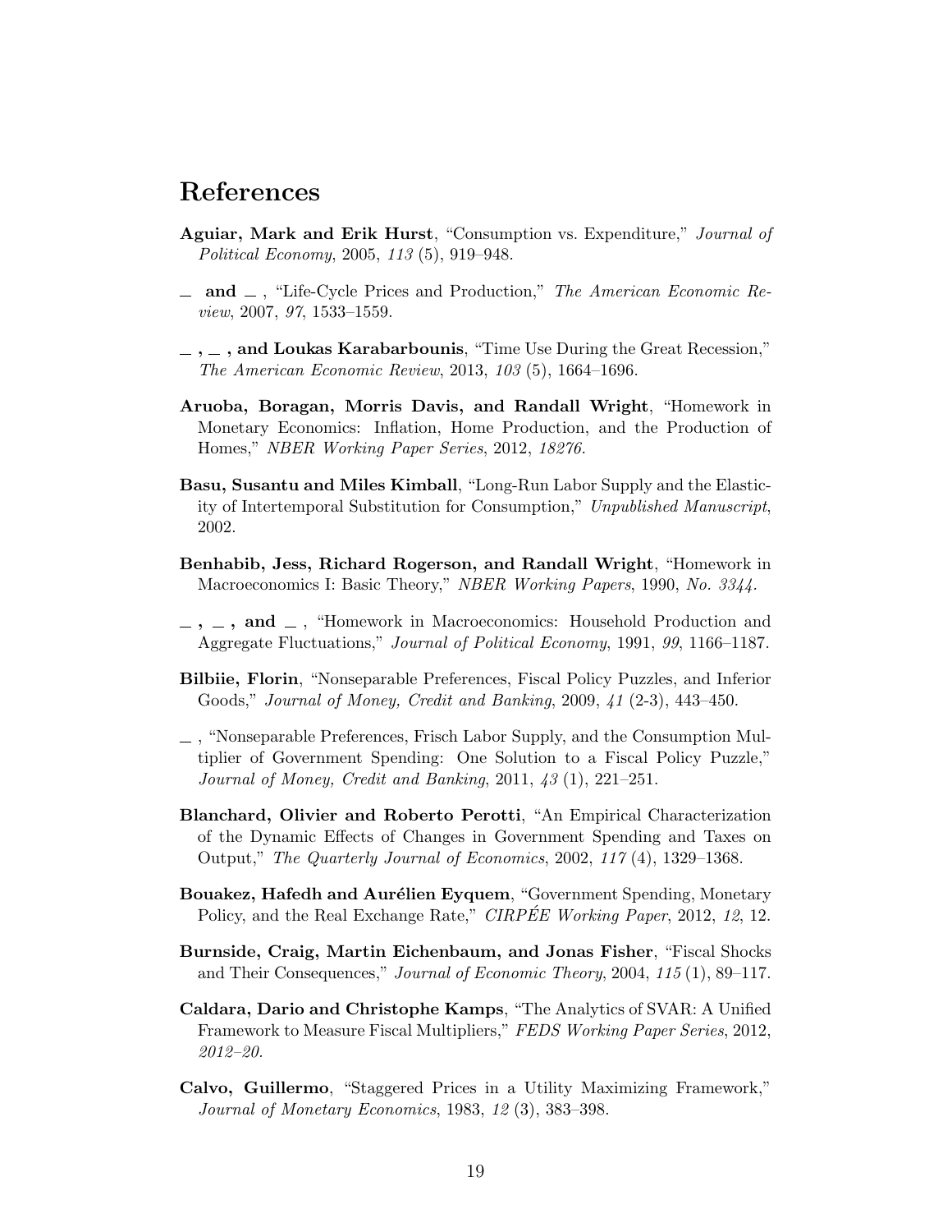# References

**Aguiar, Mark and Erik Hurst**, "Consumption vs. Expenditure," *Journal of Political Economy*, 2005, *113* (5), 919–948.

**\_ and \_** , "Life-Cycle Prices and Production," *The American Economic Review*, 2007, *97*, 1533–1559.

**\_ , \_ , and Loukas Karabarbounis**, "Time Use During the Great Recession," *The American Economic Review*, 2013, *103* (5), 1664–1696.

**Aruoba, Boragan, Morris Davis, and Randall Wright**, "Homework in Monetary Economics: Inflation, Home Production, and the Production of Homes," *NBER Working Paper Series*, 2012, *18276.*

**Basu, Susantu and Miles Kimball**, "Long-Run Labor Supply and the Elasticity of Intertemporal Substitution for Consumption," *Unpublished Manuscript*, 2002.

**Benhabib, Jess, Richard Rogerson, and Randall Wright**, "Homework in Macroeconomics I: Basic Theory," *NBER Working Papers*, 1990, *No. 3344.*

**\_ , \_ , and \_** , "Homework in Macroeconomics: Household Production and Aggregate Fluctuations," *Journal of Political Economy*, 1991, *99*, 1166–1187.

**Bilbiie, Florin**, "Nonseparable Preferences, Fiscal Policy Puzzles, and Inferior Goods," *Journal of Money, Credit and Banking*, 2009, *41* (2-3), 443–450.

**\_** , "Nonseparable Preferences, Frisch Labor Supply, and the Consumption Multiplier of Government Spending: One Solution to a Fiscal Policy Puzzle," *Journal of Money, Credit and Banking*, 2011, *43* (1), 221–251.

**Blanchard, Olivier and Roberto Perotti**, "An Empirical Characterization of the Dynamic Effects of Changes in Government Spending and Taxes on Output," *The Quarterly Journal of Economics*, 2002, *117* (4), 1329–1368.

**Bouakez, Hafedh and Aurélien Eyquem**, "Government Spending, Monetary Policy, and the Real Exchange Rate," *CIRPÉE Working Paper*, 2012, *12*, 12.

**Burnside, Craig, Martin Eichenbaum, and Jonas Fisher**, "Fiscal Shocks and Their Consequences," *Journal of Economic Theory*, 2004, *115* (1), 89–117.

**Caldara, Dario and Christophe Kamps**, "The Analytics of SVAR: A Unified Framework to Measure Fiscal Multipliers," *FEDS Working Paper Series*, 2012, *2012–20.*

**Calvo, Guillermo**, "Staggered Prices in a Utility Maximizing Framework," *Journal of Monetary Economics*, 1983, *12* (3), 383–398.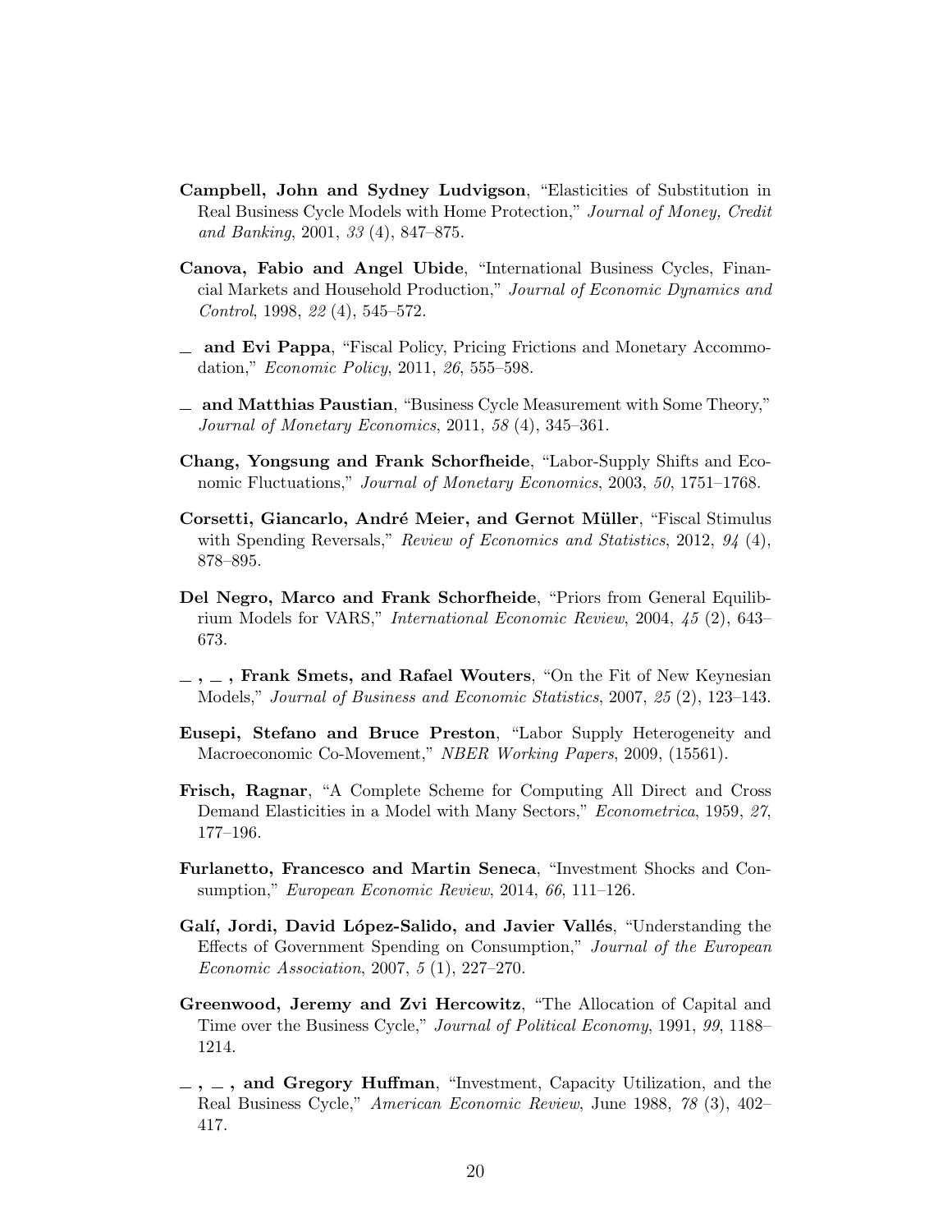**Campbell, John and Sydney Ludvigson**, "Elasticities of Substitution in Real Business Cycle Models with Home Protection," *Journal of Money, Credit and Banking*, 2001, *33* (4), 847–875.

**Canova, Fabio and Angel Ubide**, "International Business Cycles, Financial Markets and Household Production," *Journal of Economic Dynamics and Control*, 1998, *22* (4), 545–572.

**\_ and Evi Pappa**, "Fiscal Policy, Pricing Frictions and Monetary Accommodation," *Economic Policy*, 2011, *26*, 555–598.

**\_ and Matthias Paustian**, "Business Cycle Measurement with Some Theory," *Journal of Monetary Economics*, 2011, *58* (4), 345–361.

**Chang, Yongsung and Frank Schorfheide**, "Labor-Supply Shifts and Economic Fluctuations," *Journal of Monetary Economics*, 2003, *50*, 1751–1768.

**Corsetti, Giancarlo, André Meier, and Gernot Müller**, "Fiscal Stimulus with Spending Reversals," *Review of Economics and Statistics*, 2012, *94* (4), 878–895.

**Del Negro, Marco and Frank Schorfheide**, "Priors from General Equilibrium Models for VARS," *International Economic Review*, 2004, *45* (2), 643–673.

**\_ , \_ , Frank Smets, and Rafael Wouters**, "On the Fit of New Keynesian Models," *Journal of Business and Economic Statistics*, 2007, *25* (2), 123–143.

**Eusepi, Stefano and Bruce Preston**, "Labor Supply Heterogeneity and Macroeconomic Co-Movement," *NBER Working Papers*, 2009, (15561).

**Frisch, Ragnar**, "A Complete Scheme for Computing All Direct and Cross Demand Elasticities in a Model with Many Sectors," *Econometrica*, 1959, *27*, 177–196.

**Furlanetto, Francesco and Martin Seneca**, "Investment Shocks and Consumption," *European Economic Review*, 2014, *66*, 111–126.

**Galí, Jordi, David López-Salido, and Javier Vallés**, "Understanding the Effects of Government Spending on Consumption," *Journal of the European Economic Association*, 2007, *5* (1), 227–270.

**Greenwood, Jeremy and Zvi Hercowitz**, "The Allocation of Capital and Time over the Business Cycle," *Journal of Political Economy*, 1991, *99*, 1188–1214.

**\_ , \_ , and Gregory Huffman**, "Investment, Capacity Utilization, and the Real Business Cycle," *American Economic Review*, June 1988, *78* (3), 402–417.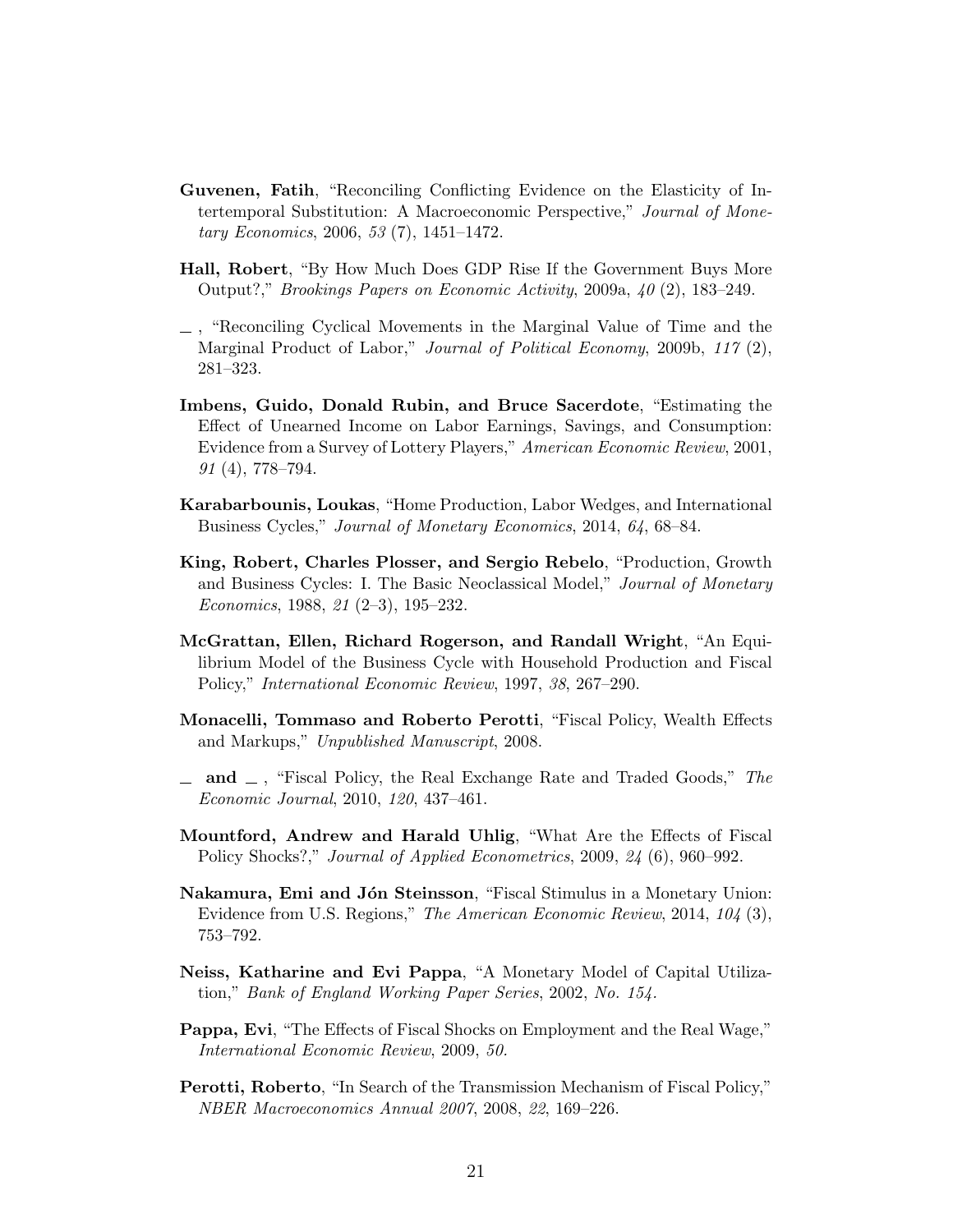**Guvenen, Fatih**, "Reconciling Conflicting Evidence on the Elasticity of Intertemporal Substitution: A Macroeconomic Perspective," *Journal of Monetary Economics*, 2006, *53* (7), 1451–1472.

**Hall, Robert**, "By How Much Does GDP Rise If the Government Buys More Output?," *Brookings Papers on Economic Activity*, 2009a, *40* (2), 183–249.

— , "Reconciling Cyclical Movements in the Marginal Value of Time and the Marginal Product of Labor," *Journal of Political Economy*, 2009b, *117* (2), 281–323.

**Imbens, Guido, Donald Rubin, and Bruce Sacerdote**, "Estimating the Effect of Unearned Income on Labor Earnings, Savings, and Consumption: Evidence from a Survey of Lottery Players," *American Economic Review*, 2001, *91* (4), 778–794.

**Karabarbounis, Loukas**, "Home Production, Labor Wedges, and International Business Cycles," *Journal of Monetary Economics*, 2014, *64*, 68–84.

**King, Robert, Charles Plosser, and Sergio Rebelo**, "Production, Growth and Business Cycles: I. The Basic Neoclassical Model," *Journal of Monetary Economics*, 1988, *21* (2–3), 195–232.

**McGrattan, Ellen, Richard Rogerson, and Randall Wright**, "An Equilibrium Model of the Business Cycle with Household Production and Fiscal Policy," *International Economic Review*, 1997, *38*, 267–290.

**Monacelli, Tommaso and Roberto Perotti**, "Fiscal Policy, Wealth Effects and Markups," *Unpublished Manuscript*, 2008.

— **and** — , "Fiscal Policy, the Real Exchange Rate and Traded Goods," *The Economic Journal*, 2010, *120*, 437–461.

**Mountford, Andrew and Harald Uhlig**, "What Are the Effects of Fiscal Policy Shocks?," *Journal of Applied Econometrics*, 2009, *24* (6), 960–992.

**Nakamura, Emi and Jón Steinsson**, "Fiscal Stimulus in a Monetary Union: Evidence from U.S. Regions," *The American Economic Review*, 2014, *104* (3), 753–792.

**Neiss, Katharine and Evi Pappa**, "A Monetary Model of Capital Utilization," *Bank of England Working Paper Series*, 2002, *No. 154.*

**Pappa, Evi**, "The Effects of Fiscal Shocks on Employment and the Real Wage," *International Economic Review*, 2009, *50.*

**Perotti, Roberto**, "In Search of the Transmission Mechanism of Fiscal Policy," *NBER Macroeconomics Annual 2007*, 2008, *22*, 169–226.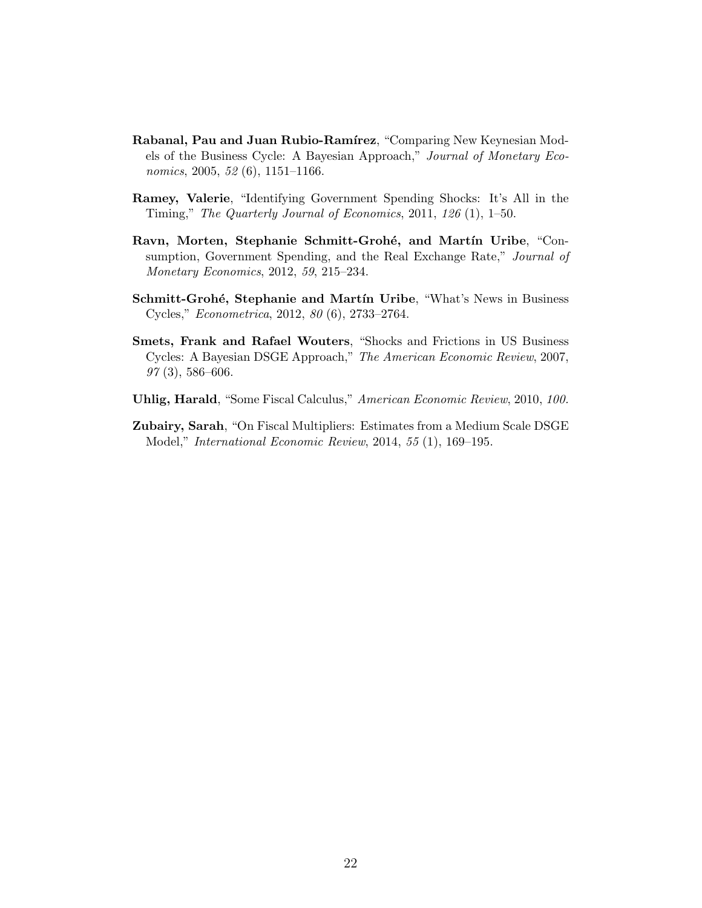**Rabanal, Pau and Juan Rubio-Ramírez**, "Comparing New Keynesian Models of the Business Cycle: A Bayesian Approach," *Journal of Monetary Economics*, 2005, *52* (6), 1151–1166.

**Ramey, Valerie**, "Identifying Government Spending Shocks: It's All in the Timing," *The Quarterly Journal of Economics*, 2011, *126* (1), 1–50.

**Ravn, Morten, Stephanie Schmitt-Grohé, and Martín Uribe**, "Consumption, Government Spending, and the Real Exchange Rate," *Journal of Monetary Economics*, 2012, *59*, 215–234.

**Schmitt-Grohé, Stephanie and Martín Uribe**, "What's News in Business Cycles," *Econometrica*, 2012, *80* (6), 2733–2764.

**Smets, Frank and Rafael Wouters**, "Shocks and Frictions in US Business Cycles: A Bayesian DSGE Approach," *The American Economic Review*, 2007, *97* (3), 586–606.

**Uhlig, Harald**, "Some Fiscal Calculus," *American Economic Review*, 2010, *100*.

**Zubairy, Sarah**, "On Fiscal Multipliers: Estimates from a Medium Scale DSGE Model," *International Economic Review*, 2014, *55* (1), 169–195.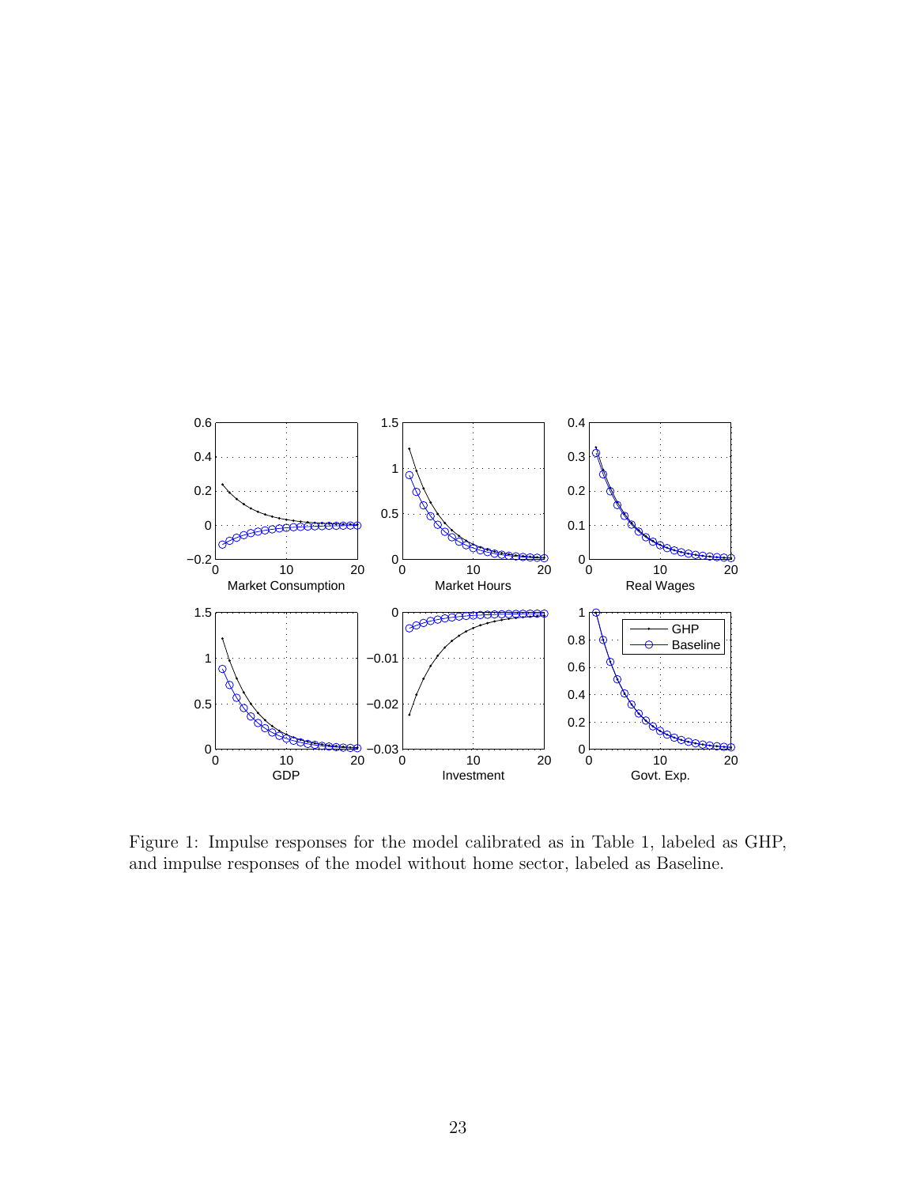Figure 1: Impulse responses for the model calibrated as in Table 1, labeled as GHP, and impulse responses of the model without home sector, labeled as Baseline.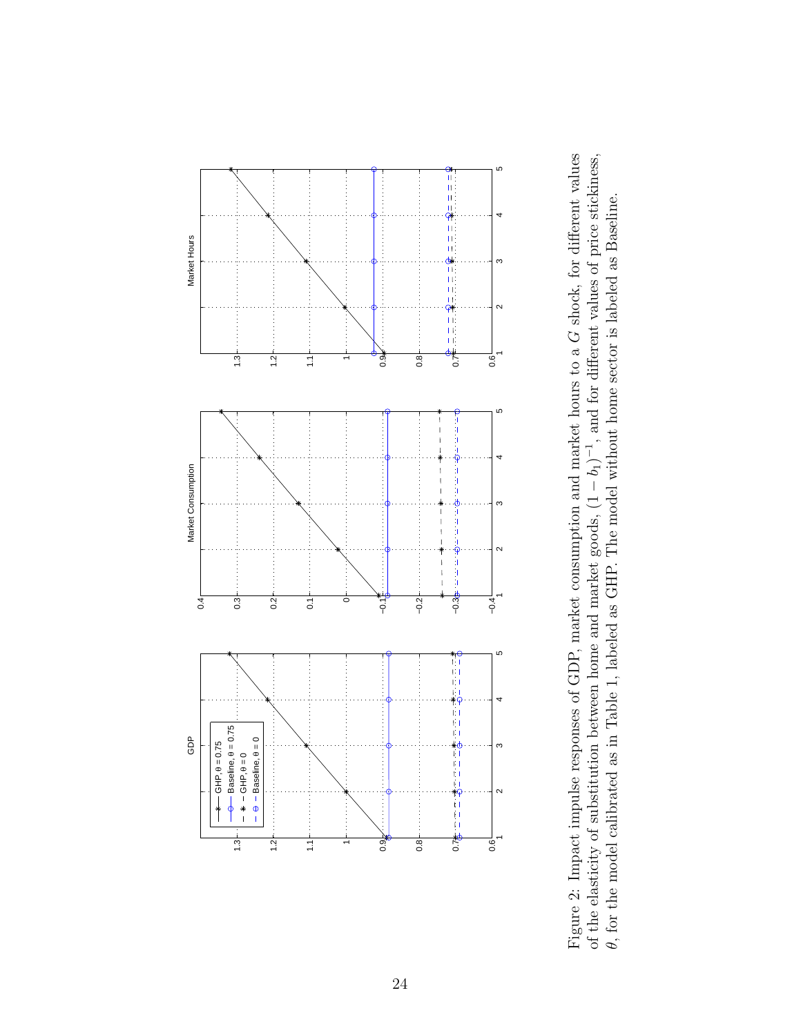Figure 2: Impact impulse responses of GDP, market consumption and market hours to a $G$ shock, for different values of the elasticity of substitution between home and market goods, $(1 - b_1)^{-1}$, and for different values of price stickiness, $\theta$, for the model calibrated as in Table 1, labeled as GHP. The model without home sector is labeled as Baseline.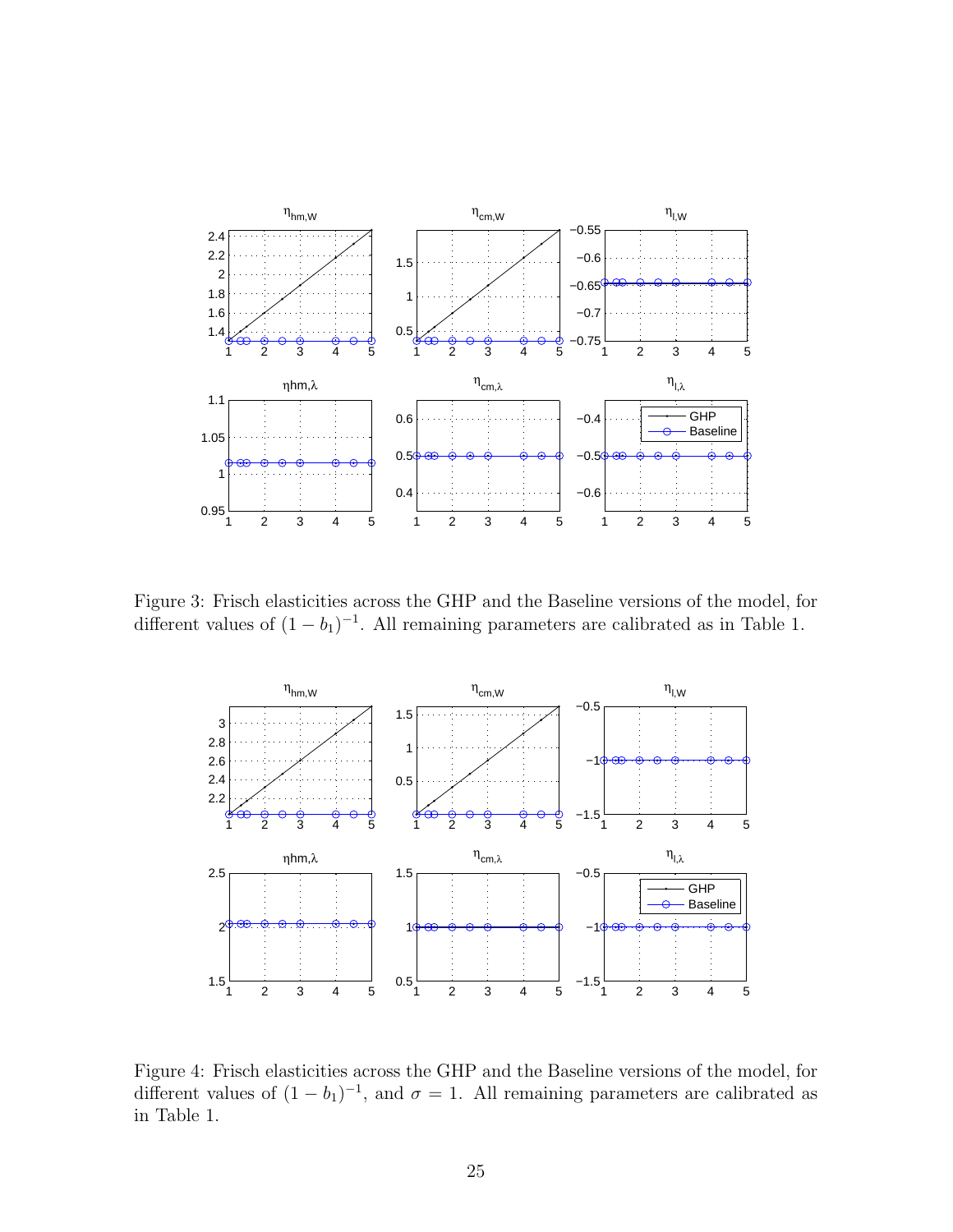Figure 3: Frisch elasticities across the GHP and the Baseline versions of the model, for different values of $(1-b_1)^{-1}$. All remaining parameters are calibrated as in Table 1.

Figure 4: Frisch elasticities across the GHP and the Baseline versions of the model, for different values of $(1-b_1)^{-1}$, and $\sigma = 1$. All remaining parameters are calibrated as in Table 1.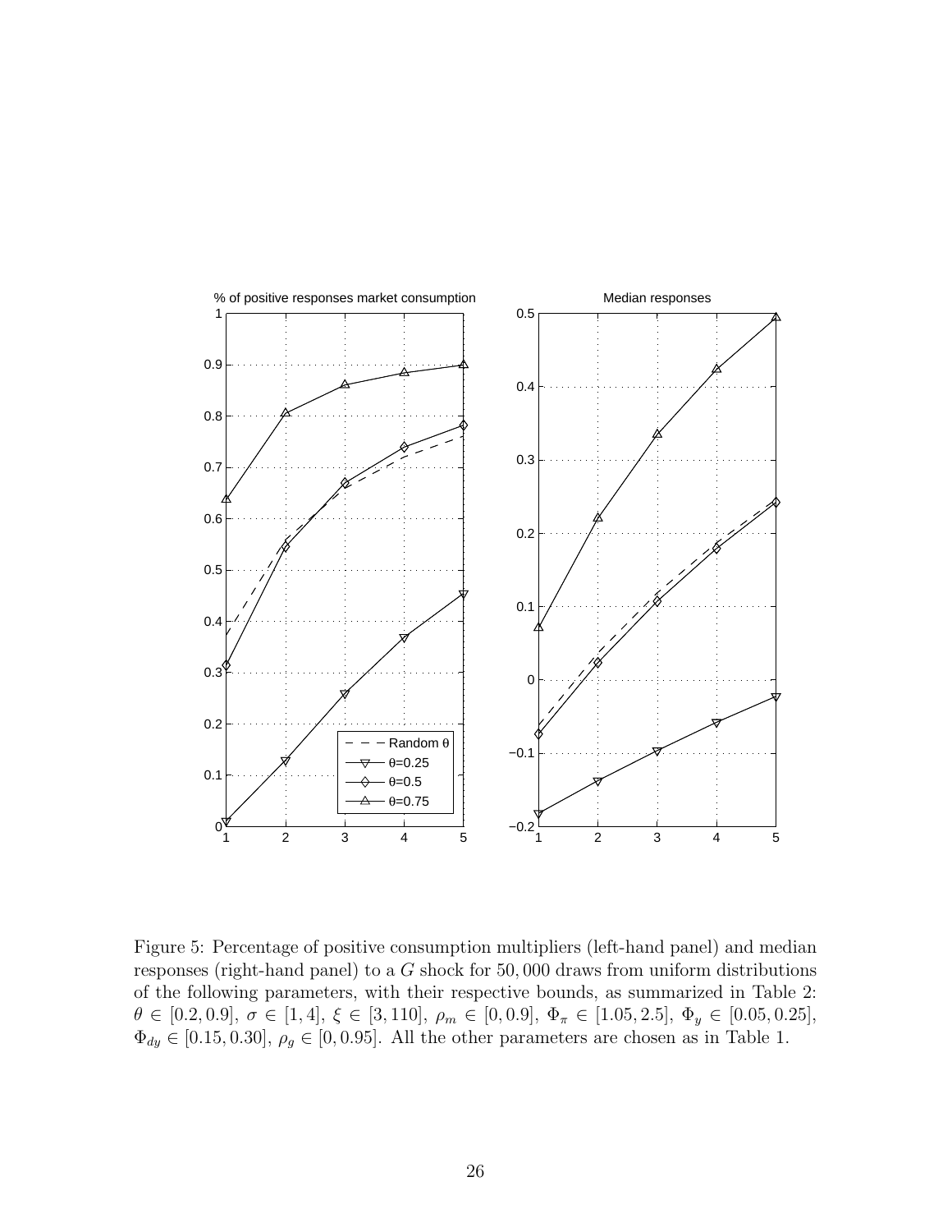Figure 5: Percentage of positive consumption multipliers (left-hand panel) and median responses (right-hand panel) to a $G$ shock for $50,000$ draws from uniform distributions of the following parameters, with their respective bounds, as summarized in Table 2: $\theta \in [0.2, 0.9]$, $\sigma \in [1, 4]$, $\xi \in [3, 110]$, $\rho_m \in [0, 0.9]$, $\Phi_\pi \in [1.05, 2.5]$, $\Phi_y \in [0.05, 0.25]$, $\Phi_{dy} \in [0.15, 0.30]$, $\rho_g \in [0, 0.95]$. All the other parameters are chosen as in Table 1.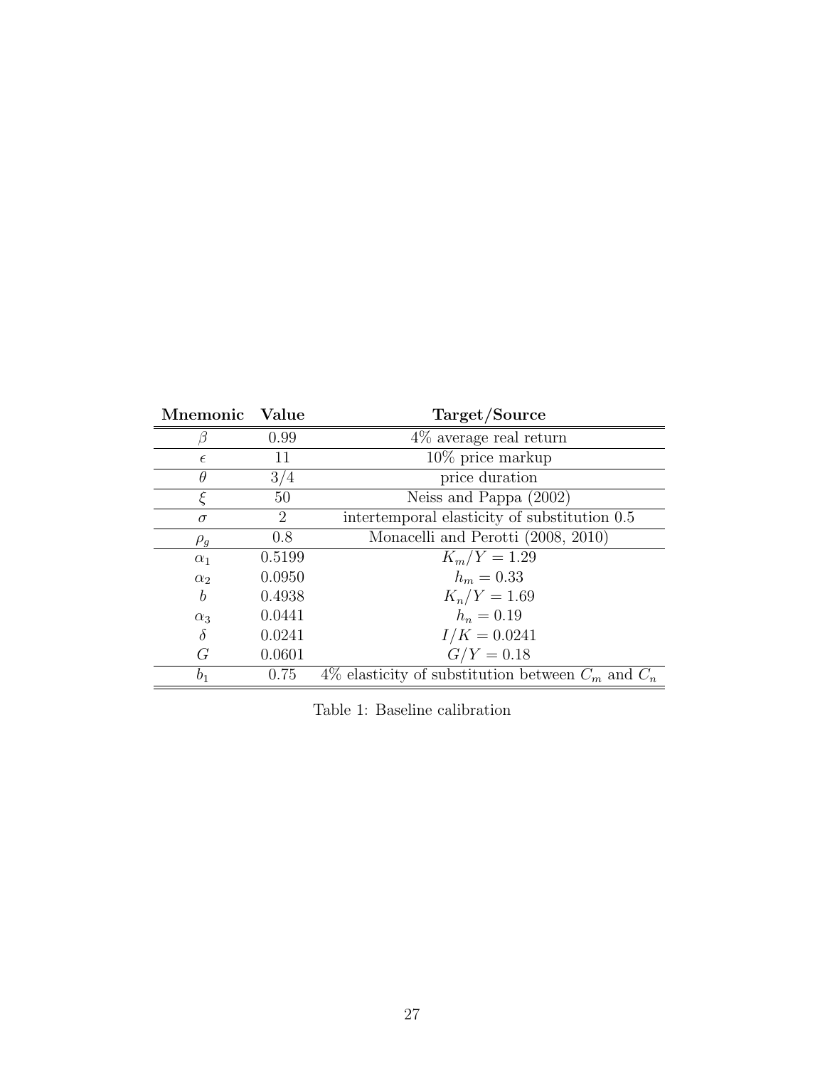| Mnemonic | Value | Target/Source |
|---|---|---|
| $\beta$ | 0.99 | 4% average real return |
| $\epsilon$ | 11 | 10% price markup |
| $\theta$ | 3/4 | price duration |
| $\xi$ | 50 | Neiss and Pappa (2002) |
| $\sigma$ | 2 | intertemporal elasticity of substitution 0.5 |
| $\rho_g$ | 0.8 | Monacelli and Perotti (2008, 2010) |
| $\alpha_1$ | 0.5199 | $K_m/Y = 1.29$ |
| $\alpha_2$ | 0.0950 | $h_m = 0.33$ |
| $b$ | 0.4938 | $K_n/Y = 1.69$ |
| $\alpha_3$ | 0.0441 | $h_n = 0.19$ |
| $\delta$ | 0.0241 | $I/K = 0.0241$ |
| $G$ | 0.0601 | $G/Y = 0.18$ |
| $b_1$ | 0.75 | 4% elasticity of substitution between $C_m$ and $C_n$ |

Table 1: Baseline calibration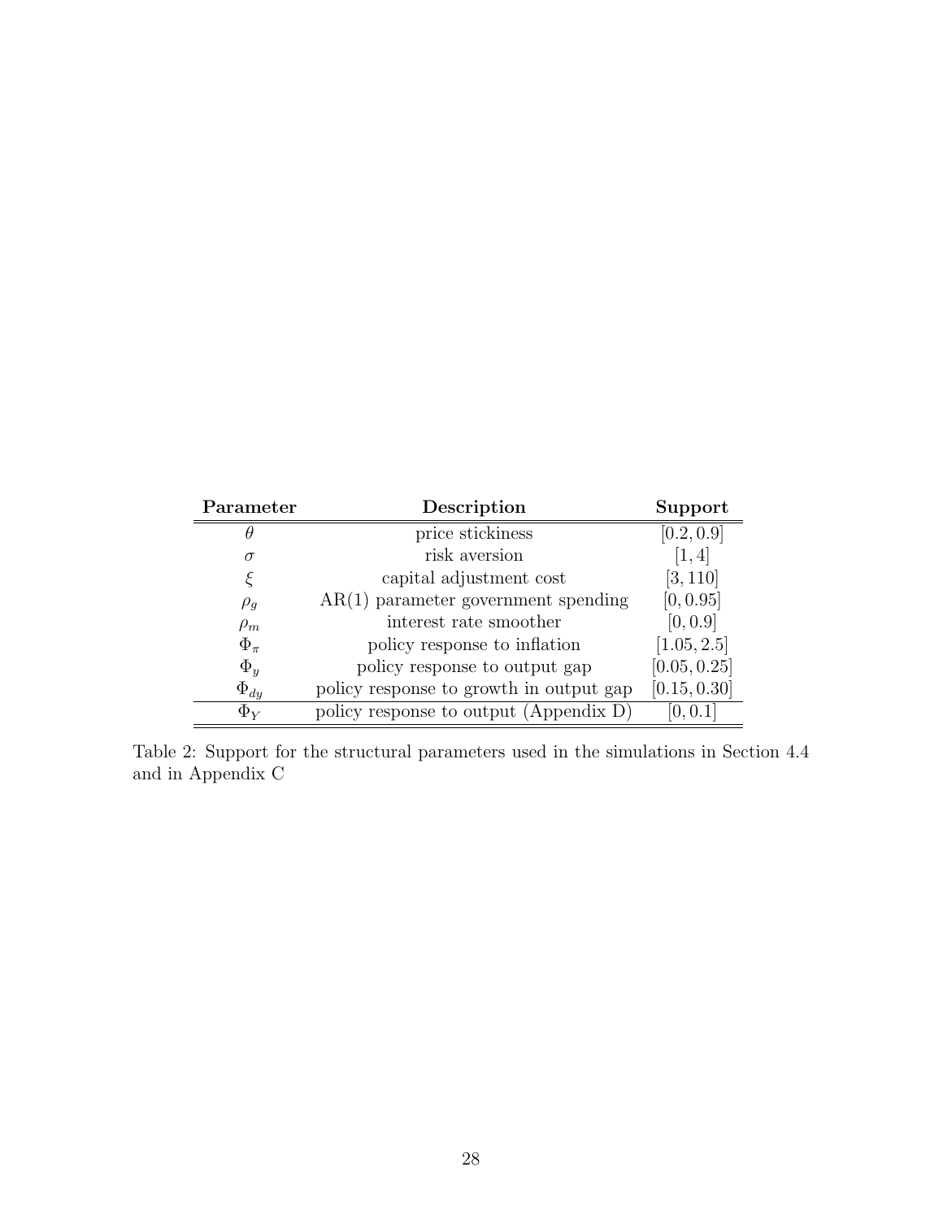| **Parameter** | **Description** | **Support** |
|---|---|---|
| $\theta$ | price stickiness | $[0.2, 0.9]$ |
| $\sigma$ | risk aversion | $[1, 4]$ |
| $\xi$ | capital adjustment cost | $[3, 110]$ |
| $\rho_g$ | AR(1) parameter government spending | $[0, 0.95]$ |
| $\rho_m$ | interest rate smoother | $[0, 0.9]$ |
| $\Phi_\pi$ | policy response to inflation | $[1.05, 2.5]$ |
| $\Phi_y$ | policy response to output gap | $[0.05, 0.25]$ |
| $\Phi_{dy}$ | policy response to growth in output gap | $[0.15, 0.30]$ |
| $\Phi_Y$ | policy response to output (Appendix D) | $[0, 0.1]$ |

Table 2: Support for the structural parameters used in the simulations in Section 4.4 and in Appendix C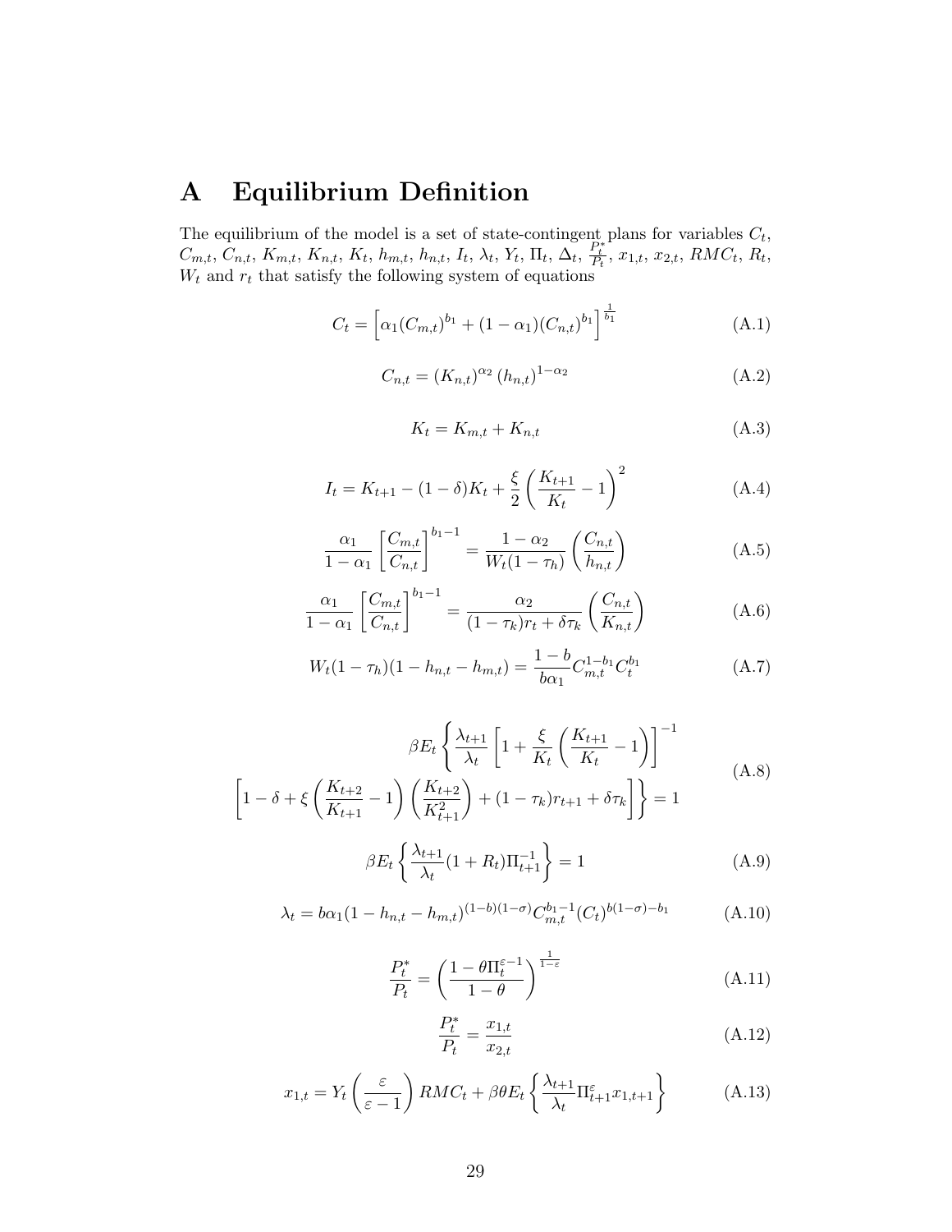# A Equilibrium Definition

The equilibrium of the model is a set of state-contingent plans for variables $C_t$, $C_{m,t}$, $C_{n,t}$, $K_{m,t}$, $K_{n,t}$, $K_t$, $h_{m,t}$, $h_{n,t}$, $I_t$, $\lambda_t$, $Y_t$, $\Pi_t$, $\Delta_t$, $\frac{P_t^*}{P_t}$, $x_{1,t}$, $x_{2,t}$, $RMC_t$, $R_t$, $W_t$ and $r_t$ that satisfy the following system of equations

$$C_t = \left[\alpha_1 (C_{m,t})^{b_1} + (1-\alpha_1)(C_{n,t})^{b_1}\right]^{\frac{1}{b_1}} \tag{A.1}$$

$$C_{n,t} = (K_{n,t})^{\alpha_2} (h_{n,t})^{1-\alpha_2} \tag{A.2}$$

$$K_t = K_{m,t} + K_{n,t} \tag{A.3}$$

$$I_t = K_{t+1} - (1-\delta)K_t + \frac{\xi}{2}\left(\frac{K_{t+1}}{K_t} - 1\right)^2 \tag{A.4}$$

$$\frac{\alpha_1}{1-\alpha_1}\left[\frac{C_{m,t}}{C_{n,t}}\right]^{b_1-1} = \frac{1-\alpha_2}{W_t(1-\tau_h)}\left(\frac{C_{n,t}}{h_{n,t}}\right) \tag{A.5}$$

$$\frac{\alpha_1}{1-\alpha_1}\left[\frac{C_{m,t}}{C_{n,t}}\right]^{b_1-1} = \frac{\alpha_2}{(1-\tau_k)r_t + \delta\tau_k}\left(\frac{C_{n,t}}{K_{n,t}}\right) \tag{A.6}$$

$$W_t(1-\tau_h)(1-h_{n,t}-h_{m,t}) = \frac{1-b}{b\alpha_1}C_{m,t}^{1-b_1}C_t^{b_1} \tag{A.7}$$

$$\begin{gathered}\beta E_t\left\{\frac{\lambda_{t+1}}{\lambda_t}\left[1 + \frac{\xi}{K_t}\left(\frac{K_{t+1}}{K_t} - 1\right)\right]^{-1}\right.\\ \left.\left[1-\delta+\xi\left(\frac{K_{t+2}}{K_{t+1}} - 1\right)\left(\frac{K_{t+2}}{K_{t+1}^2}\right) + (1-\tau_k)r_{t+1} + \delta\tau_k\right]\right\} = 1\end{gathered} \tag{A.8}$$

$$\beta E_t\left\{\frac{\lambda_{t+1}}{\lambda_t}(1+R_t)\Pi_{t+1}^{-1}\right\} = 1 \tag{A.9}$$

$$\lambda_t = b\alpha_1(1-h_{n,t}-h_{m,t})^{(1-b)(1-\sigma)}C_{m,t}^{b_1-1}(C_t)^{b(1-\sigma)-b_1} \tag{A.10}$$

$$\frac{P_t^*}{P_t} = \left(\frac{1-\theta\Pi_t^{\varepsilon-1}}{1-\theta}\right)^{\frac{1}{1-\varepsilon}} \tag{A.11}$$

$$\frac{P_t^*}{P_t} = \frac{x_{1,t}}{x_{2,t}} \tag{A.12}$$

$$x_{1,t} = Y_t\left(\frac{\varepsilon}{\varepsilon-1}\right)RMC_t + \beta\theta E_t\left\{\frac{\lambda_{t+1}}{\lambda_t}\Pi_{t+1}^{\varepsilon}x_{1,t+1}\right\} \tag{A.13}$$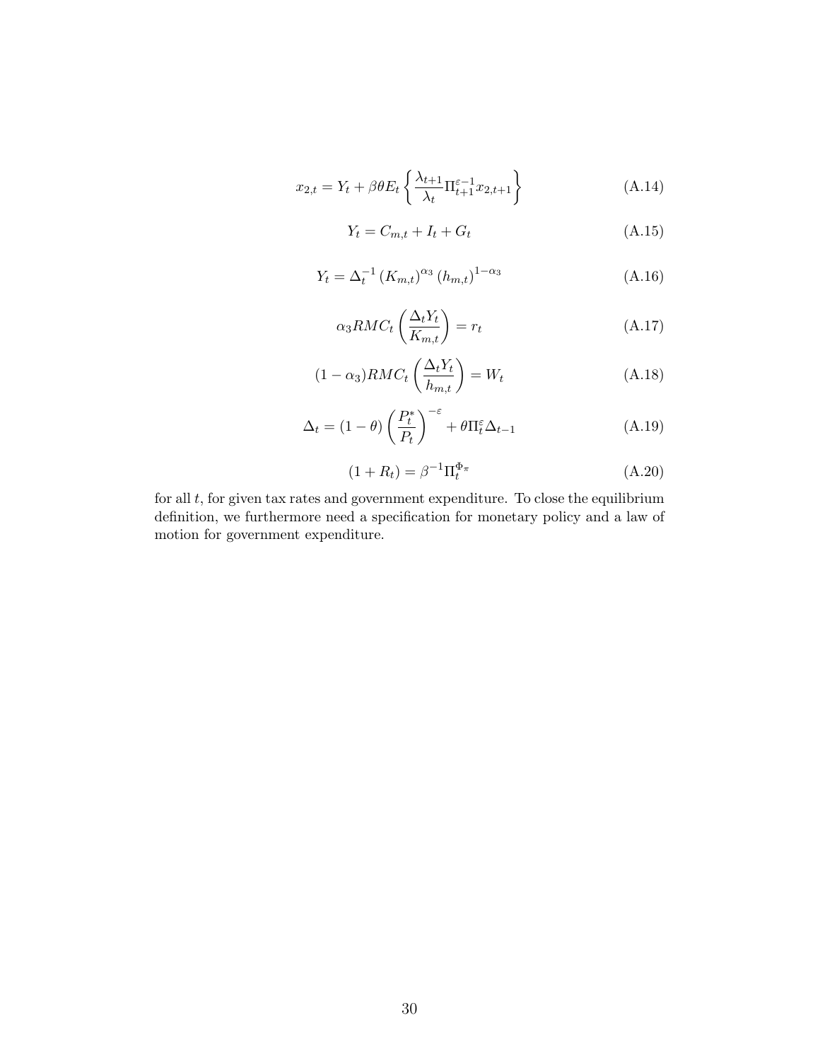$$x_{2,t} = Y_t + \beta\theta E_t \left\{ \frac{\lambda_{t+1}}{\lambda_t} \Pi_{t+1}^{\varepsilon-1} x_{2,t+1} \right\} \tag{A.14}$$

$$Y_t = C_{m,t} + I_t + G_t \tag{A.15}$$

$$Y_t = \Delta_t^{-1} \left(K_{m,t}\right)^{\alpha_3} \left(h_{m,t}\right)^{1-\alpha_3} \tag{A.16}$$

$$\alpha_3 RMC_t \left( \frac{\Delta_t Y_t}{K_{m,t}} \right) = r_t \tag{A.17}$$

$$(1-\alpha_3) RMC_t \left( \frac{\Delta_t Y_t}{h_{m,t}} \right) = W_t \tag{A.18}$$

$$\Delta_t = (1-\theta) \left( \frac{P_t^*}{P_t} \right)^{-\varepsilon} + \theta \Pi_t^{\varepsilon} \Delta_{t-1} \tag{A.19}$$

$$(1 + R_t) = \beta^{-1} \Pi_t^{\Phi_\pi} \tag{A.20}$$

for all $t$, for given tax rates and government expenditure. To close the equilibrium definition, we furthermore need a specification for monetary policy and a law of motion for government expenditure.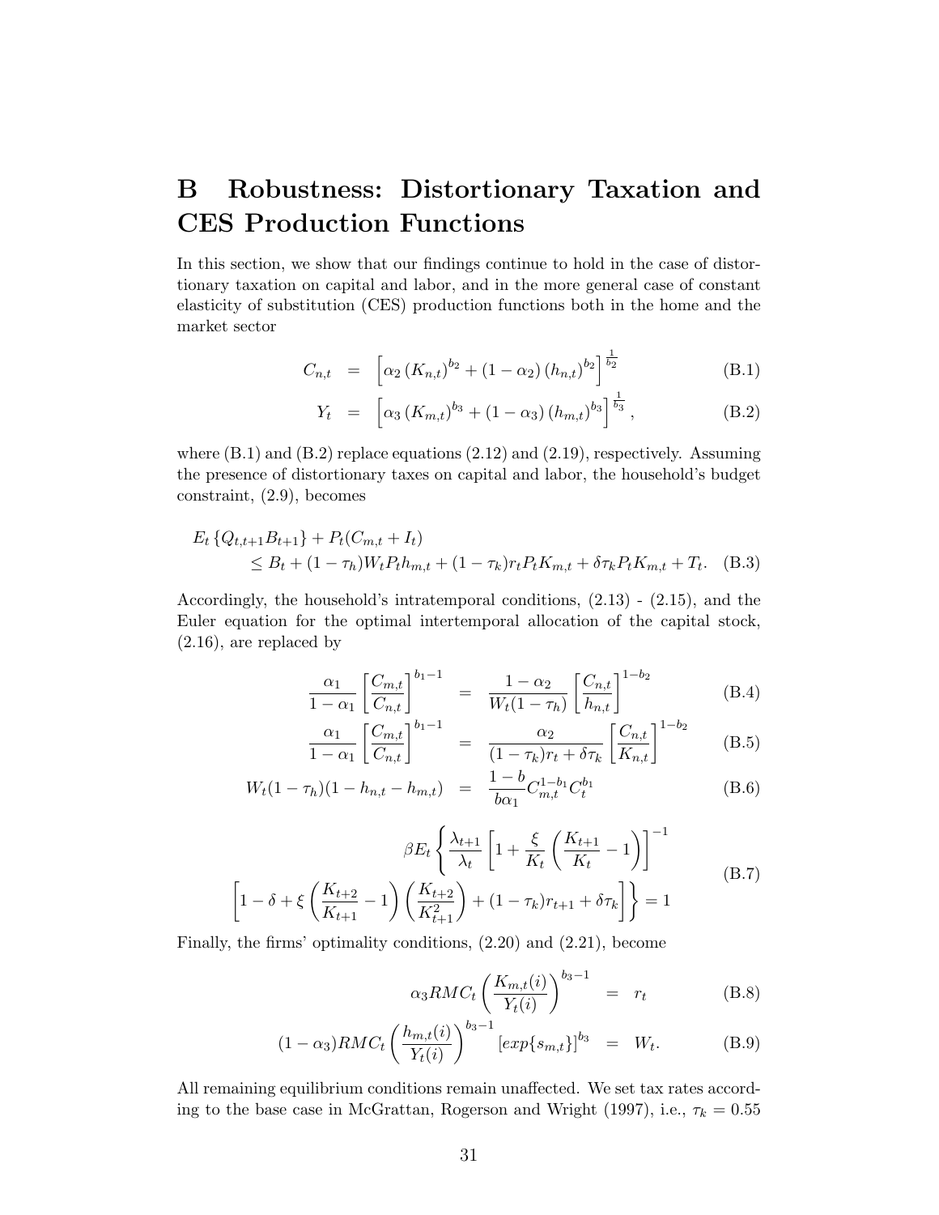# B Robustness: Distortionary Taxation and CES Production Functions

In this section, we show that our findings continue to hold in the case of distortionary taxation on capital and labor, and in the more general case of constant elasticity of substitution (CES) production functions both in the home and the market sector

$$
\begin{aligned}
C_{n,t} &= \left[\alpha_2 \left(K_{n,t}\right)^{b_2} + (1-\alpha_2)\left(h_{n,t}\right)^{b_2}\right]^{\frac{1}{b_2}} && \text{(B.1)}\\
Y_t &= \left[\alpha_3 \left(K_{m,t}\right)^{b_3} + (1-\alpha_3)\left(h_{m,t}\right)^{b_3}\right]^{\frac{1}{b_3}}, && \text{(B.2)}
\end{aligned}
$$

where (B.1) and (B.2) replace equations (2.12) and (2.19), respectively. Assuming the presence of distortionary taxes on capital and labor, the household's budget constraint, (2.9), becomes

$$
\begin{aligned}
&E_t\left\{Q_{t,t+1}B_{t+1}\right\} + P_t(C_{m,t} + I_t)\\
&\qquad \leq B_t + (1-\tau_h)W_t P_t h_{m,t} + (1-\tau_k) r_t P_t K_{m,t} + \delta \tau_k P_t K_{m,t} + T_t. \quad \text{(B.3)}
\end{aligned}
$$

Accordingly, the household's intratemporal conditions, (2.13) - (2.15), and the Euler equation for the optimal intertemporal allocation of the capital stock, (2.16), are replaced by

$$
\begin{aligned}
\frac{\alpha_1}{1-\alpha_1}\left[\frac{C_{m,t}}{C_{n,t}}\right]^{b_1-1} &= \frac{1-\alpha_2}{W_t(1-\tau_h)}\left[\frac{C_{n,t}}{h_{n,t}}\right]^{1-b_2} && \text{(B.4)}\\
\frac{\alpha_1}{1-\alpha_1}\left[\frac{C_{m,t}}{C_{n,t}}\right]^{b_1-1} &= \frac{\alpha_2}{(1-\tau_k)r_t + \delta\tau_k}\left[\frac{C_{n,t}}{K_{n,t}}\right]^{1-b_2} && \text{(B.5)}\\
W_t(1-\tau_h)(1-h_{n,t}-h_{m,t}) &= \frac{1-b}{b\alpha_1}C_{m,t}^{1-b_1}C_t^{b_1} && \text{(B.6)}
\end{aligned}
$$

$$
\begin{aligned}
&\beta E_t\left\{\frac{\lambda_{t+1}}{\lambda_t}\left[1+\frac{\xi}{K_t}\left(\frac{K_{t+1}}{K_t}-1\right)\right]^{-1}\right.\\
&\left.\left[1-\delta+\xi\left(\frac{K_{t+2}}{K_{t+1}}-1\right)\left(\frac{K_{t+2}}{K_{t+1}^2}\right)+(1-\tau_k)r_{t+1}+\delta\tau_k\right]\right\} = 1 \qquad \text{(B.7)}
\end{aligned}
$$

Finally, the firms' optimality conditions, (2.20) and (2.21), become

$$
\begin{aligned}
\alpha_3 RMC_t\left(\frac{K_{m,t}(i)}{Y_t(i)}\right)^{b_3-1} &= r_t && \text{(B.8)}\\
(1-\alpha_3)RMC_t\left(\frac{h_{m,t}(i)}{Y_t(i)}\right)^{b_3-1}\left[exp\{s_{m,t}\}\right]^{b_3} &= W_t. && \text{(B.9)}
\end{aligned}
$$

All remaining equilibrium conditions remain unaffected. We set tax rates according to the base case in McGrattan, Rogerson and Wright (1997), i.e., $\tau_k = 0.55$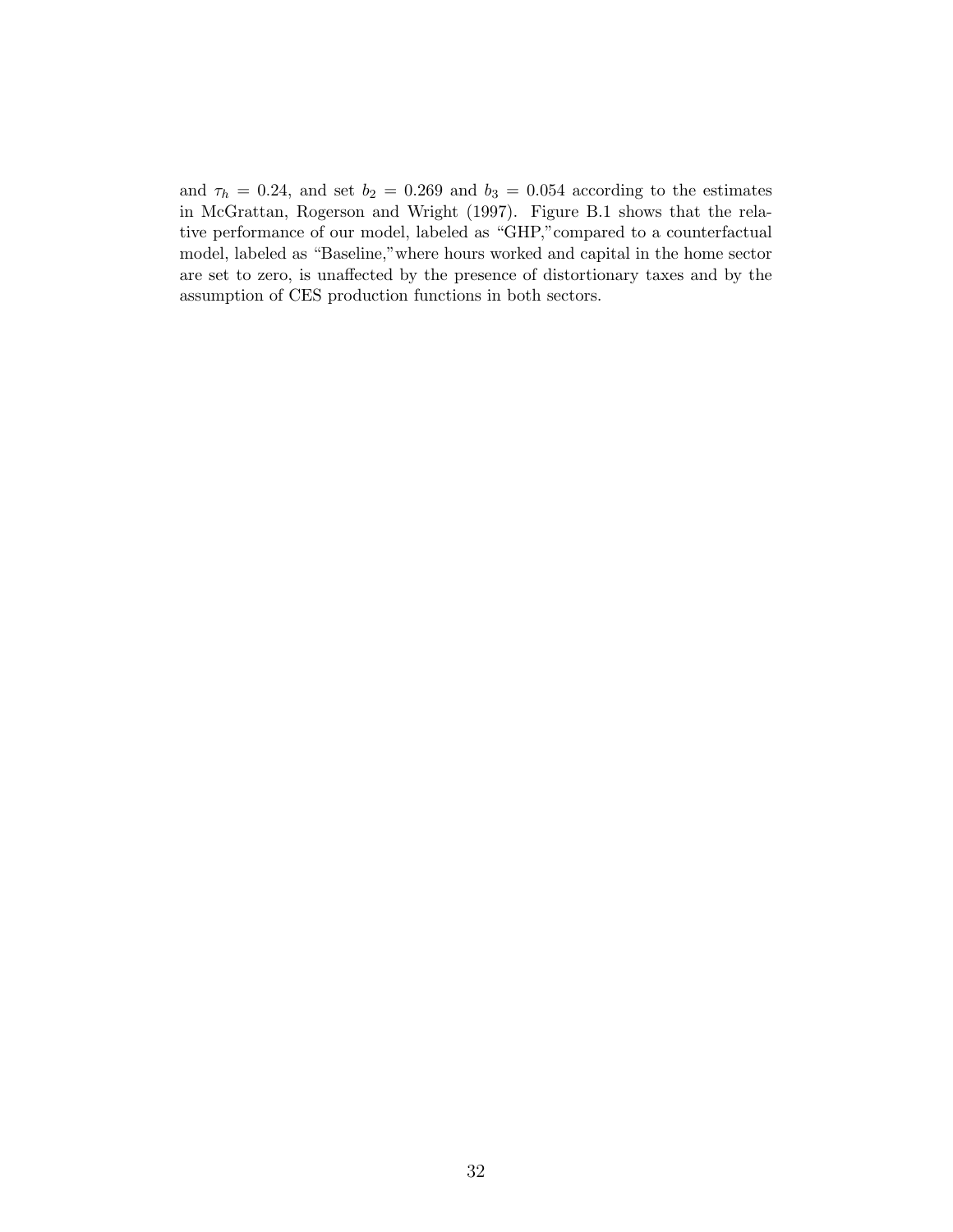and $\tau_h = 0.24$, and set $b_2 = 0.269$ and $b_3 = 0.054$ according to the estimates in McGrattan, Rogerson and Wright (1997). Figure B.1 shows that the relative performance of our model, labeled as "GHP," compared to a counterfactual model, labeled as "Baseline," where hours worked and capital in the home sector are set to zero, is unaffected by the presence of distortionary taxes and by the assumption of CES production functions in both sectors.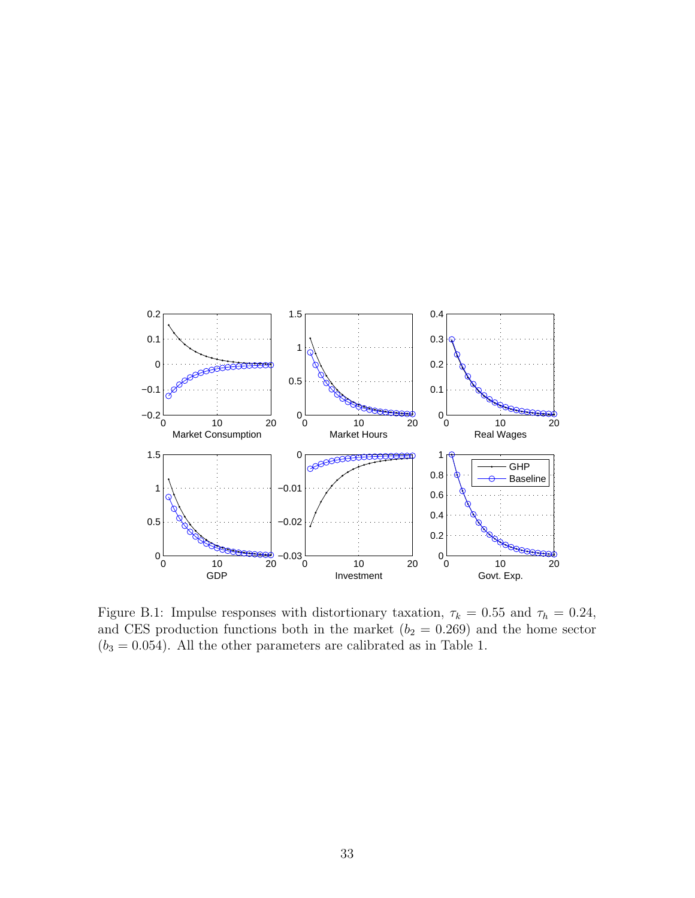Figure B.1: Impulse responses with distortionary taxation, $\tau_k = 0.55$ and $\tau_h = 0.24$, and CES production functions both in the market ($b_2 = 0.269$) and the home sector ($b_3 = 0.054$). All the other parameters are calibrated as in Table 1.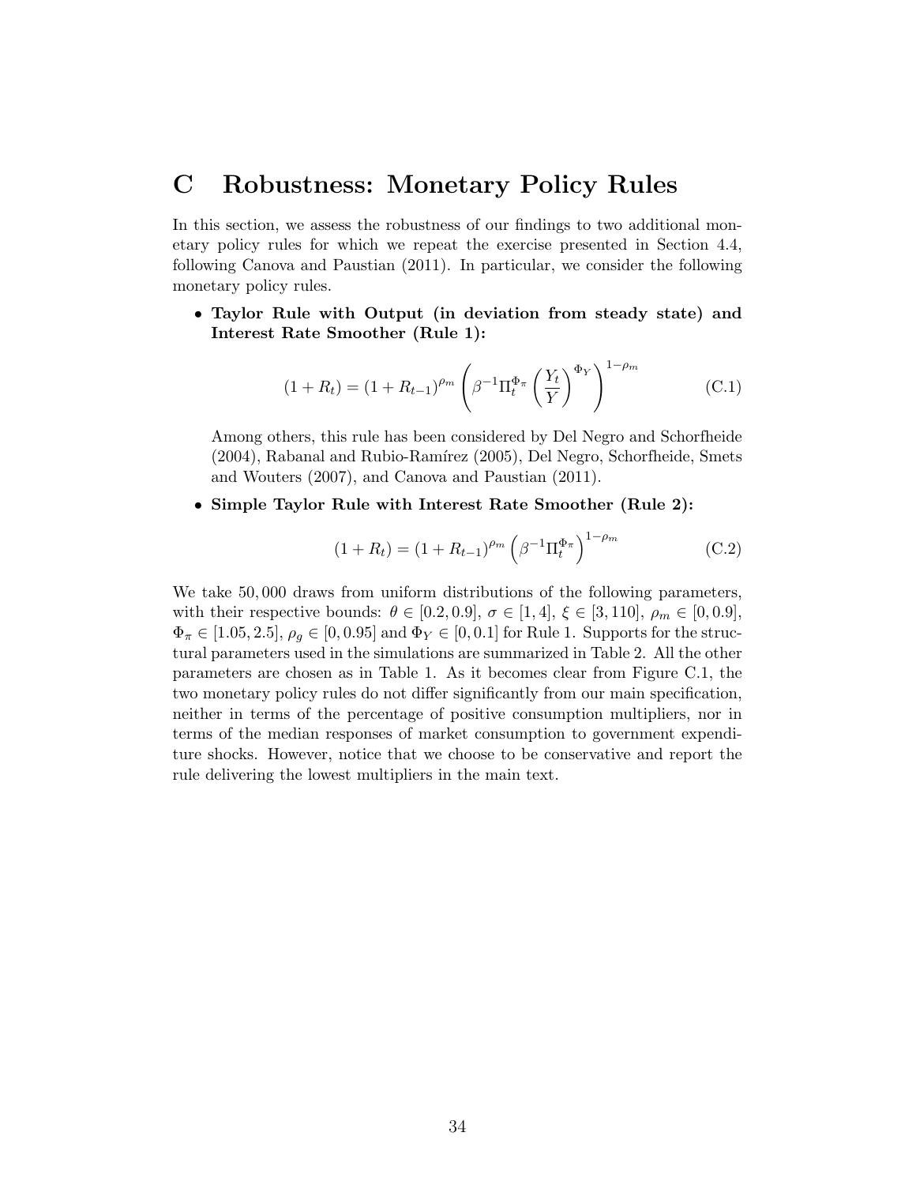# C Robustness: Monetary Policy Rules

In this section, we assess the robustness of our findings to two additional monetary policy rules for which we repeat the exercise presented in Section 4.4, following Canova and Paustian (2011). In particular, we consider the following monetary policy rules.

- **Taylor Rule with Output (in deviation from steady state) and Interest Rate Smoother (Rule 1):**

$$(1 + R_t) = (1 + R_{t-1})^{\rho_m} \left( \beta^{-1} \Pi_t^{\Phi_\pi} \left( \frac{Y_t}{Y} \right)^{\Phi_Y} \right)^{1-\rho_m} \tag{C.1}$$

  Among others, this rule has been considered by Del Negro and Schorfheide (2004), Rabanal and Rubio-Ramírez (2005), Del Negro, Schorfheide, Smets and Wouters (2007), and Canova and Paustian (2011).

- **Simple Taylor Rule with Interest Rate Smoother (Rule 2):**

$$(1 + R_t) = (1 + R_{t-1})^{\rho_m} \left( \beta^{-1} \Pi_t^{\Phi_\pi} \right)^{1-\rho_m} \tag{C.2}$$

We take 50,000 draws from uniform distributions of the following parameters, with their respective bounds: $\theta \in [0.2, 0.9]$, $\sigma \in [1, 4]$, $\xi \in [3, 110]$, $\rho_m \in [0, 0.9]$, $\Phi_\pi \in [1.05, 2.5]$, $\rho_g \in [0, 0.95]$ and $\Phi_Y \in [0, 0.1]$ for Rule 1. Supports for the structural parameters used in the simulations are summarized in Table 2. All the other parameters are chosen as in Table 1. As it becomes clear from Figure C.1, the two monetary policy rules do not differ significantly from our main specification, neither in terms of the percentage of positive consumption multipliers, nor in terms of the median responses of market consumption to government expenditure shocks. However, notice that we choose to be conservative and report the rule delivering the lowest multipliers in the main text.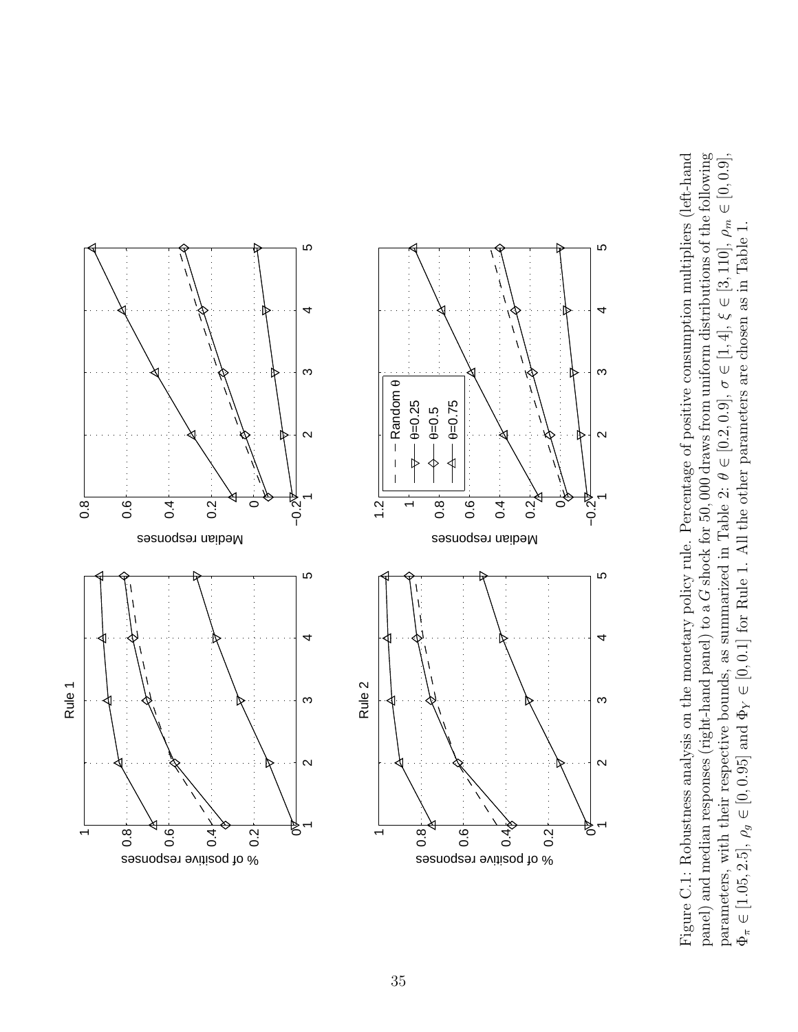Figure C.1: Robustness analysis on the monetary policy rule. Percentage of positive consumption multipliers (left-hand panel) and median responses (right-hand panel) to a $G$ shock for 50,000 draws from uniform distributions of the following parameters, with their respective bounds, as summarized in Table 2: $\theta \in [0.2, 0.9]$, $\sigma \in [1, 4]$, $\xi \in [3, 110]$, $\rho_m \in [0, 0.9]$, $\Phi_\pi \in [1.05, 2.5]$, $\rho_g \in [0, 0.95]$ and $\Phi_Y \in [0, 0.1]$ for Rule 1. All the other parameters are chosen as in Table 1.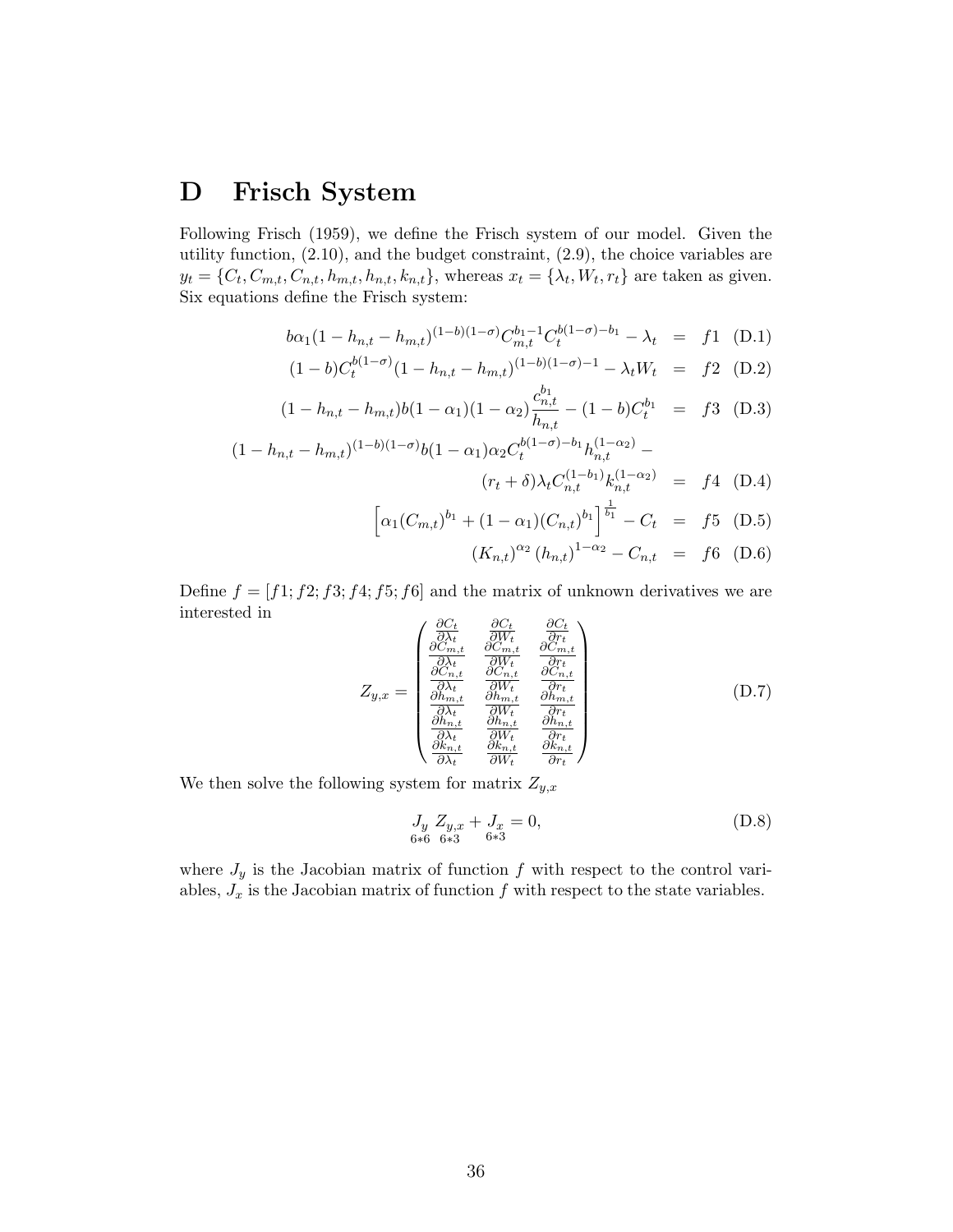# D Frisch System

Following Frisch (1959), we define the Frisch system of our model. Given the utility function, (2.10), and the budget constraint, (2.9), the choice variables are $y_t = \{C_t, C_{m,t}, C_{n,t}, h_{m,t}, h_{n,t}, k_{n,t}\}$, whereas $x_t = \{\lambda_t, W_t, r_t\}$ are taken as given. Six equations define the Frisch system:

$$
\begin{aligned}
b\alpha_1(1-h_{n,t}-h_{m,t})^{(1-b)(1-\sigma)}C_{m,t}^{b_1-1}C_t^{b(1-\sigma)-b_1} - \lambda_t &= f1 \quad \text{(D.1)}\\
(1-b)C_t^{b(1-\sigma)}(1-h_{n,t}-h_{m,t})^{(1-b)(1-\sigma)-1} - \lambda_t W_t &= f2 \quad \text{(D.2)}\\
(1-h_{n,t}-h_{m,t})b(1-\alpha_1)(1-\alpha_2)\frac{c_{n,t}^{b_1}}{h_{n,t}} - (1-b)C_t^{b_1} &= f3 \quad \text{(D.3)}\\
(1-h_{n,t}-h_{m,t})^{(1-b)(1-\sigma)}b(1-\alpha_1)\alpha_2 C_t^{b(1-\sigma)-b_1}h_{n,t}^{(1-\alpha_2)} - & \\
(r_t+\delta)\lambda_t C_{n,t}^{(1-b_1)}k_{n,t}^{(1-\alpha_2)} &= f4 \quad \text{(D.4)}\\
\left[\alpha_1(C_{m,t})^{b_1} + (1-\alpha_1)(C_{n,t})^{b_1}\right]^{\frac{1}{b_1}} - C_t &= f5 \quad \text{(D.5)}\\
(K_{n,t})^{\alpha_2}(h_{n,t})^{1-\alpha_2} - C_{n,t} &= f6 \quad \text{(D.6)}
\end{aligned}
$$

Define $f = [f1; f2; f3; f4; f5; f6]$ and the matrix of unknown derivatives we are interested in

$$
Z_{y,x} = \begin{pmatrix}
\frac{\partial C_t}{\partial \lambda_t} & \frac{\partial C_t}{\partial W_t} & \frac{\partial C_t}{\partial r_t}\\
\frac{\partial C_{m,t}}{\partial \lambda_t} & \frac{\partial C_{m,t}}{\partial W_t} & \frac{\partial C_{m,t}}{\partial r_t}\\
\frac{\partial C_{n,t}}{\partial \lambda_t} & \frac{\partial C_{n,t}}{\partial W_t} & \frac{\partial C_{n,t}}{\partial r_t}\\
\frac{\partial h_{m,t}}{\partial \lambda_t} & \frac{\partial h_{m,t}}{\partial W_t} & \frac{\partial h_{m,t}}{\partial r_t}\\
\frac{\partial h_{n,t}}{\partial \lambda_t} & \frac{\partial h_{n,t}}{\partial W_t} & \frac{\partial h_{n,t}}{\partial r_t}\\
\frac{\partial k_{n,t}}{\partial \lambda_t} & \frac{\partial k_{n,t}}{\partial W_t} & \frac{\partial k_{n,t}}{\partial r_t}
\end{pmatrix} \quad \text{(D.7)}
$$

We then solve the following system for matrix $Z_{y,x}$

$$
\underset{6*6}{J_y}\ \underset{6*3}{Z_{y,x}} + \underset{6*3}{J_x} = 0, \quad \text{(D.8)}
$$

where $J_y$ is the Jacobian matrix of function $f$ with respect to the control variables, $J_x$ is the Jacobian matrix of function $f$ with respect to the state variables.